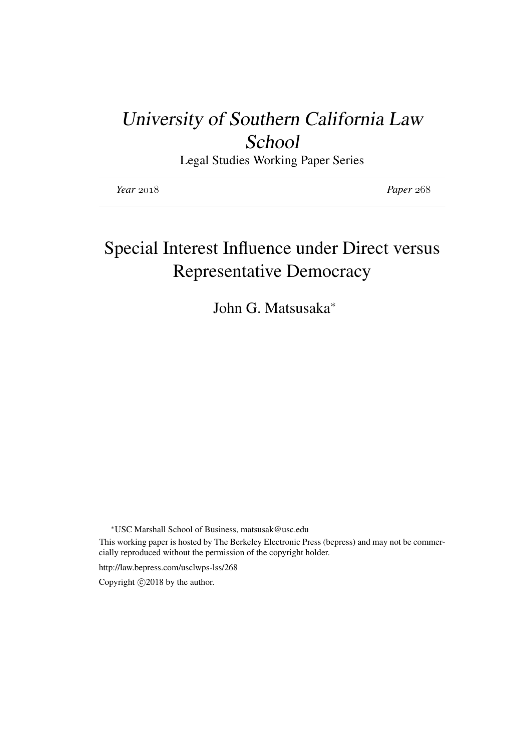# *University of Southern California Law School*

Legal Studies Working Paper Series

*Year* 2018 *Paper* 268

## Special Interest Influence under Direct versus Representative Democracy

John G. Matsusaka*

*USC Marshall School of Business, matsusak@usc.edu

This working paper is hosted by The Berkeley Electronic Press (bepress) and may not be commercially reproduced without the permission of the copyright holder.

http://law.bepress.com/usclwps-lss/268

Copyright ©2018 by the author.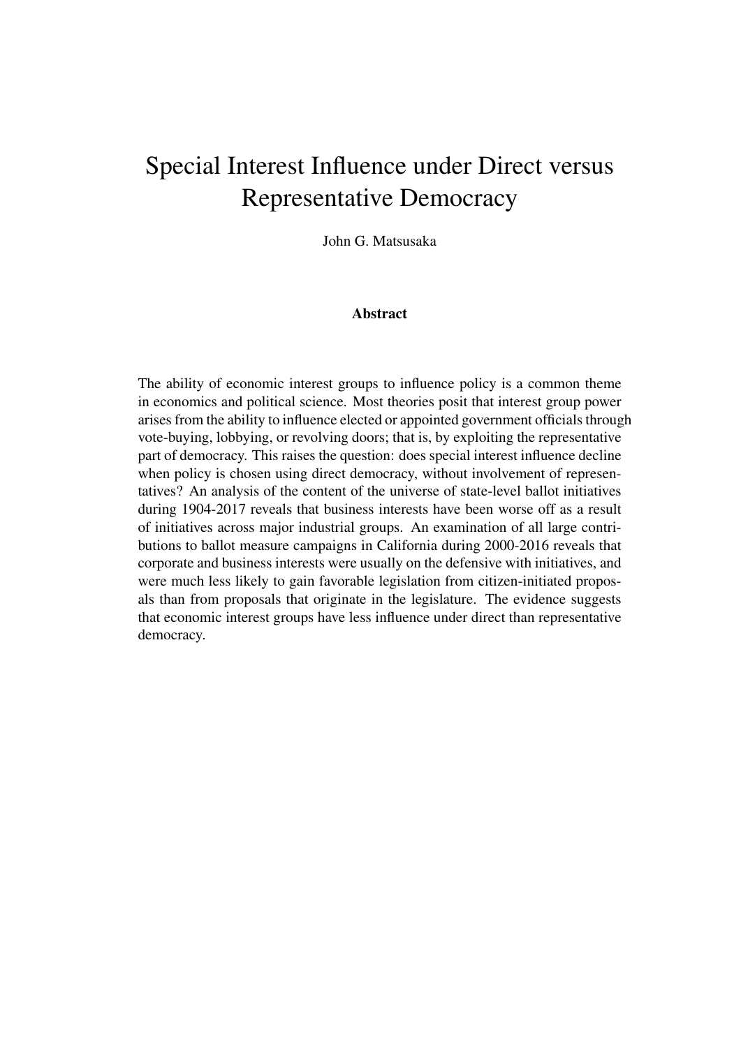# Special Interest Influence under Direct versus Representative Democracy

John G. Matsusaka

### Abstract

The ability of economic interest groups to influence policy is a common theme in economics and political science. Most theories posit that interest group power arises from the ability to influence elected or appointed government officials through vote-buying, lobbying, or revolving doors; that is, by exploiting the representative part of democracy. This raises the question: does special interest influence decline when policy is chosen using direct democracy, without involvement of representatives? An analysis of the content of the universe of state-level ballot initiatives during 1904-2017 reveals that business interests have been worse off as a result of initiatives across major industrial groups. An examination of all large contributions to ballot measure campaigns in California during 2000-2016 reveals that corporate and business interests were usually on the defensive with initiatives, and were much less likely to gain favorable legislation from citizen-initiated proposals than from proposals that originate in the legislature. The evidence suggests that economic interest groups have less influence under direct than representative democracy.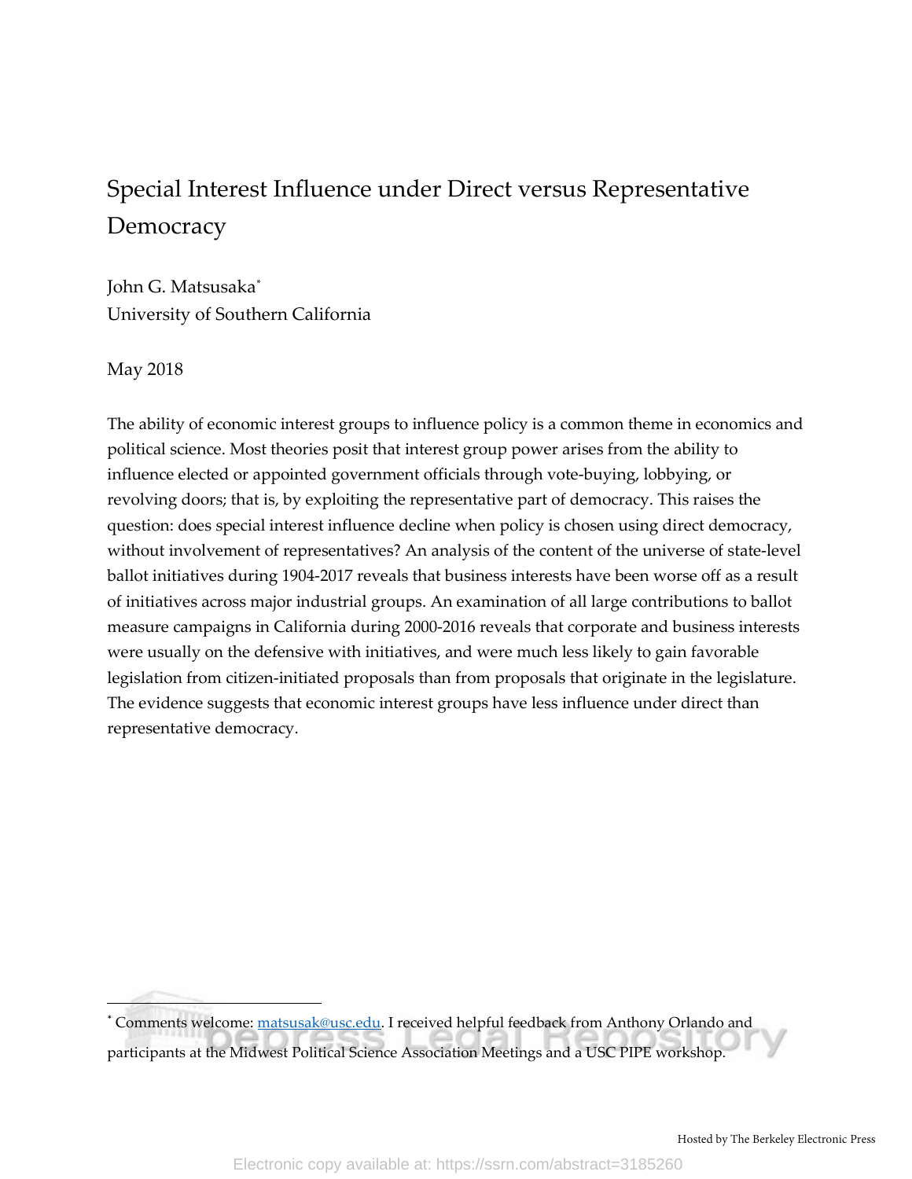# Special Interest Influence under Direct versus Representative Democracy

John G. Matsusaka[*]
University of Southern California

May 2018

The ability of economic interest groups to influence policy is a common theme in economics and political science. Most theories posit that interest group power arises from the ability to influence elected or appointed government officials through vote-buying, lobbying, or revolving doors; that is, by exploiting the representative part of democracy. This raises the question: does special interest influence decline when policy is chosen using direct democracy, without involvement of representatives? An analysis of the content of the universe of state-level ballot initiatives during 1904-2017 reveals that business interests have been worse off as a result of initiatives across major industrial groups. An examination of all large contributions to ballot measure campaigns in California during 2000-2016 reveals that corporate and business interests were usually on the defensive with initiatives, and were much less likely to gain favorable legislation from citizen-initiated proposals than from proposals that originate in the legislature. The evidence suggests that economic interest groups have less influence under direct than representative democracy.

[*] Comments welcome: matsusak@usc.edu. I received helpful feedback from Anthony Orlando and participants at the Midwest Political Science Association Meetings and a USC PIPE workshop.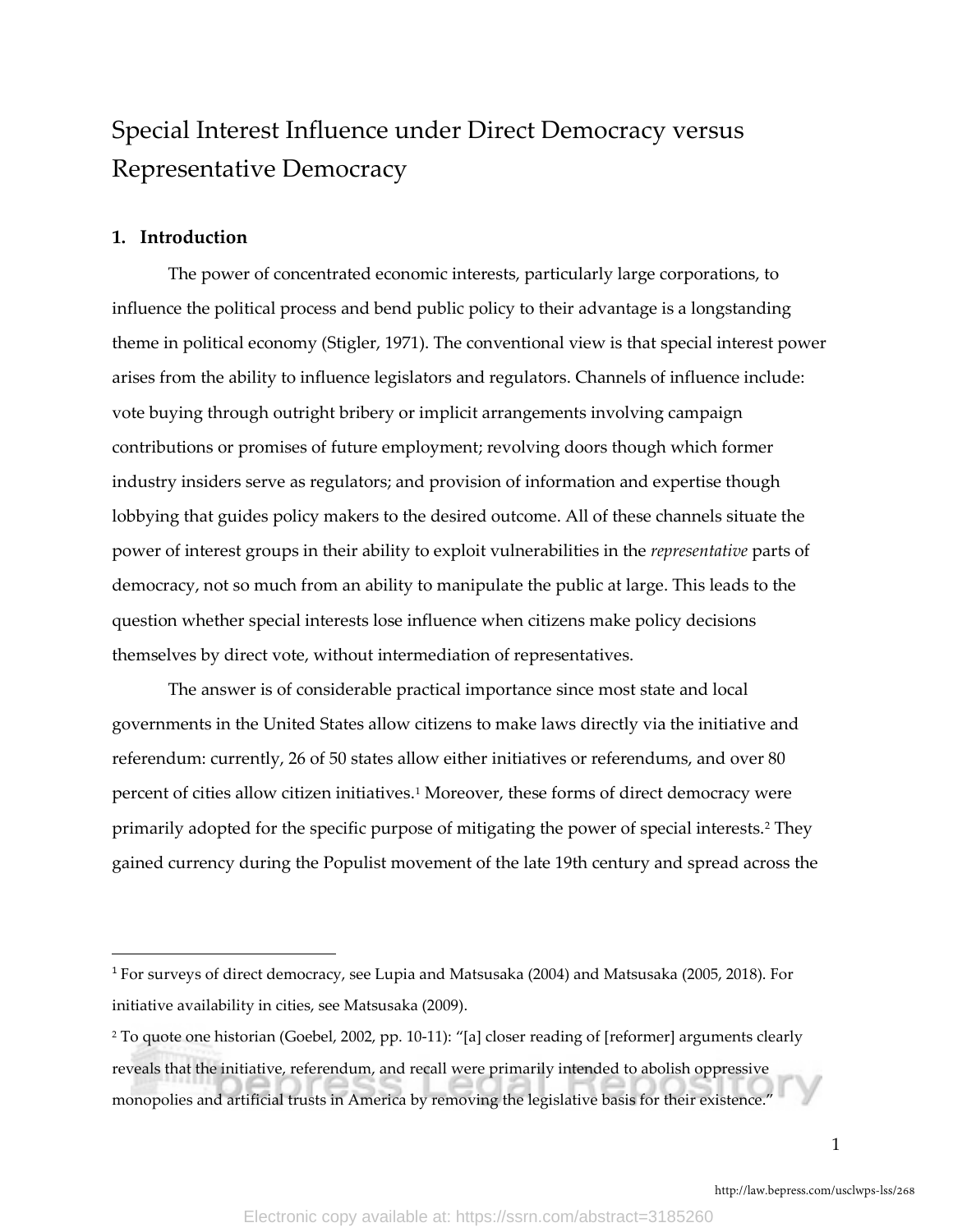# Special Interest Influence under Direct Democracy versus Representative Democracy

## 1. Introduction

The power of concentrated economic interests, particularly large corporations, to influence the political process and bend public policy to their advantage is a longstanding theme in political economy (Stigler, 1971). The conventional view is that special interest power arises from the ability to influence legislators and regulators. Channels of influence include: vote buying through outright bribery or implicit arrangements involving campaign contributions or promises of future employment; revolving doors though which former industry insiders serve as regulators; and provision of information and expertise though lobbying that guides policy makers to the desired outcome. All of these channels situate the power of interest groups in their ability to exploit vulnerabilities in the *representative* parts of democracy, not so much from an ability to manipulate the public at large. This leads to the question whether special interests lose influence when citizens make policy decisions themselves by direct vote, without intermediation of representatives.

The answer is of considerable practical importance since most state and local governments in the United States allow citizens to make laws directly via the initiative and referendum: currently, 26 of 50 states allow either initiatives or referendums, and over 80 percent of cities allow citizen initiatives.[1] Moreover, these forms of direct democracy were primarily adopted for the specific purpose of mitigating the power of special interests.[2] They gained currency during the Populist movement of the late 19th century and spread across the

---

[1] For surveys of direct democracy, see Lupia and Matsusaka (2004) and Matsusaka (2005, 2018). For initiative availability in cities, see Matsusaka (2009).

[2] To quote one historian (Goebel, 2002, pp. 10-11): "[a] closer reading of [reformer] arguments clearly reveals that the initiative, referendum, and recall were primarily intended to abolish oppressive monopolies and artificial trusts in America by removing the legislative basis for their existence."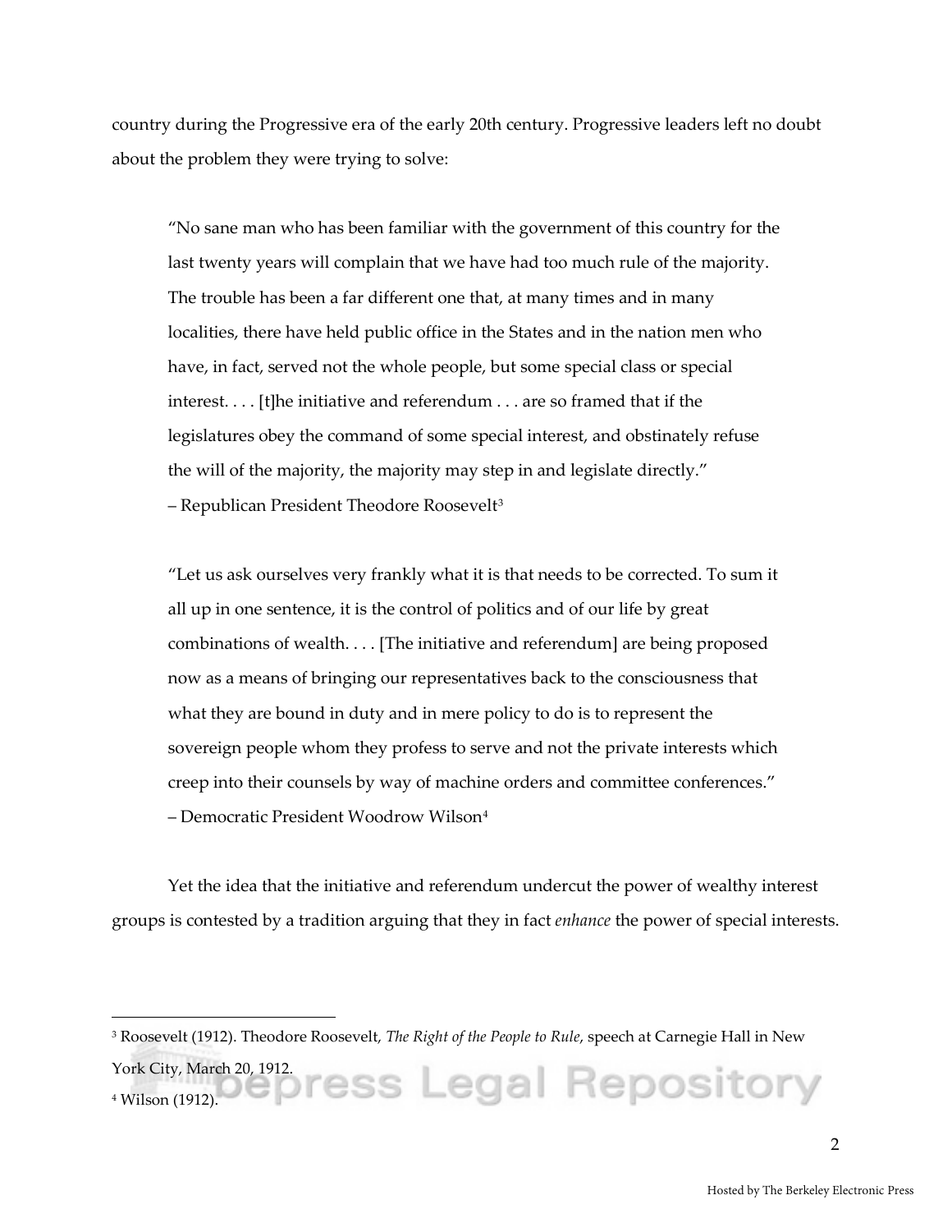country during the Progressive era of the early 20th century. Progressive leaders left no doubt about the problem they were trying to solve:

> "No sane man who has been familiar with the government of this country for the last twenty years will complain that we have had too much rule of the majority. The trouble has been a far different one that, at many times and in many localities, there have held public office in the States and in the nation men who have, in fact, served not the whole people, but some special class or special interest. . . . [t]he initiative and referendum . . . are so framed that if the legislatures obey the command of some special interest, and obstinately refuse the will of the majority, the majority may step in and legislate directly."
> – Republican President Theodore Roosevelt[3]

> "Let us ask ourselves very frankly what it is that needs to be corrected. To sum it all up in one sentence, it is the control of politics and of our life by great combinations of wealth. . . . [The initiative and referendum] are being proposed now as a means of bringing our representatives back to the consciousness that what they are bound in duty and in mere policy to do is to represent the sovereign people whom they profess to serve and not the private interests which creep into their counsels by way of machine orders and committee conferences."
> – Democratic President Woodrow Wilson[4]

Yet the idea that the initiative and referendum undercut the power of wealthy interest groups is contested by a tradition arguing that they in fact *enhance* the power of special interests.

---

[3] Roosevelt (1912). Theodore Roosevelt, *The Right of the People to Rule*, speech at Carnegie Hall in New York City, March 20, 1912.

[4] Wilson (1912).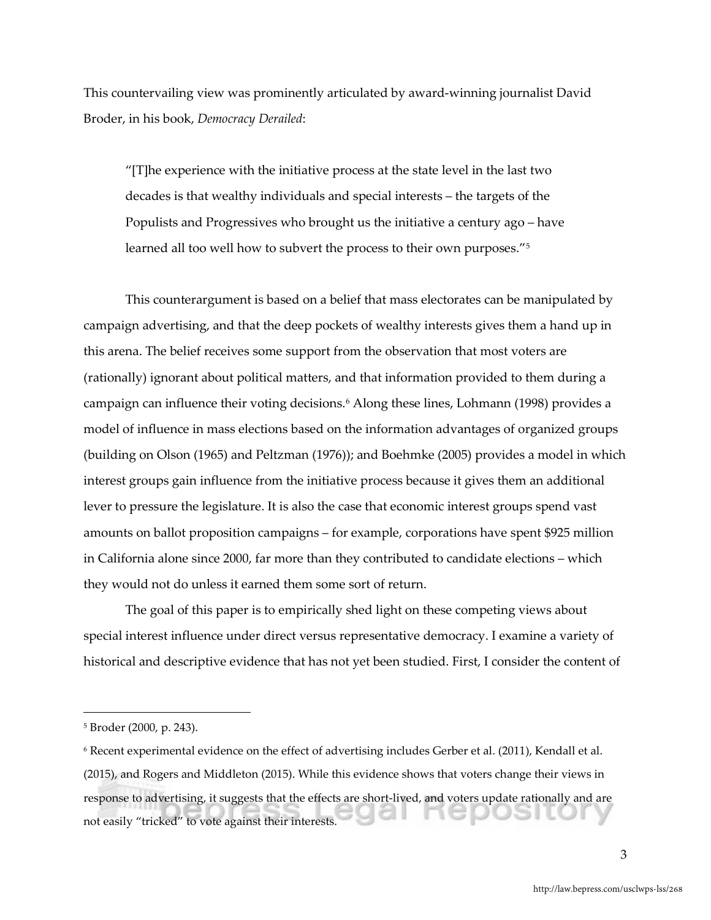This countervailing view was prominently articulated by award-winning journalist David Broder, in his book, *Democracy Derailed*:

> "[T]he experience with the initiative process at the state level in the last two decades is that wealthy individuals and special interests – the targets of the Populists and Progressives who brought us the initiative a century ago – have learned all too well how to subvert the process to their own purposes."[5]

This counterargument is based on a belief that mass electorates can be manipulated by campaign advertising, and that the deep pockets of wealthy interests gives them a hand up in this arena. The belief receives some support from the observation that most voters are (rationally) ignorant about political matters, and that information provided to them during a campaign can influence their voting decisions.[6] Along these lines, Lohmann (1998) provides a model of influence in mass elections based on the information advantages of organized groups (building on Olson (1965) and Peltzman (1976)); and Boehmke (2005) provides a model in which interest groups gain influence from the initiative process because it gives them an additional lever to pressure the legislature. It is also the case that economic interest groups spend vast amounts on ballot proposition campaigns – for example, corporations have spent $925 million in California alone since 2000, far more than they contributed to candidate elections – which they would not do unless it earned them some sort of return.

The goal of this paper is to empirically shed light on these competing views about special interest influence under direct versus representative democracy. I examine a variety of historical and descriptive evidence that has not yet been studied. First, I consider the content of

---

[5] Broder (2000, p. 243).

[6] Recent experimental evidence on the effect of advertising includes Gerber et al. (2011), Kendall et al. (2015), and Rogers and Middleton (2015). While this evidence shows that voters change their views in response to advertising, it suggests that the effects are short-lived, and voters update rationally and are not easily "tricked" to vote against their interests.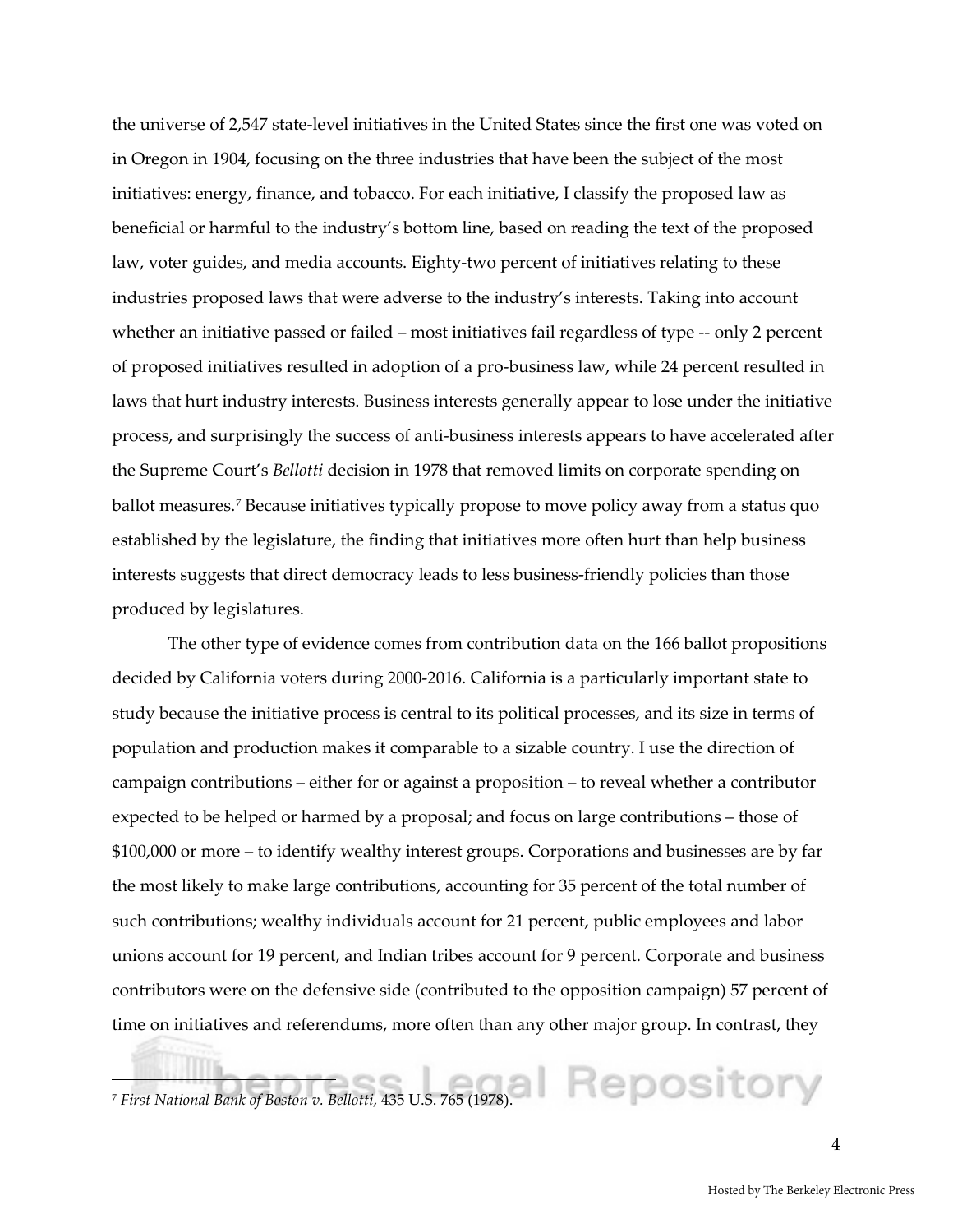the universe of 2,547 state-level initiatives in the United States since the first one was voted on in Oregon in 1904, focusing on the three industries that have been the subject of the most initiatives: energy, finance, and tobacco. For each initiative, I classify the proposed law as beneficial or harmful to the industry's bottom line, based on reading the text of the proposed law, voter guides, and media accounts. Eighty-two percent of initiatives relating to these industries proposed laws that were adverse to the industry's interests. Taking into account whether an initiative passed or failed – most initiatives fail regardless of type -- only 2 percent of proposed initiatives resulted in adoption of a pro-business law, while 24 percent resulted in laws that hurt industry interests. Business interests generally appear to lose under the initiative process, and surprisingly the success of anti-business interests appears to have accelerated after the Supreme Court's *Bellotti* decision in 1978 that removed limits on corporate spending on ballot measures.[7] Because initiatives typically propose to move policy away from a status quo established by the legislature, the finding that initiatives more often hurt than help business interests suggests that direct democracy leads to less business-friendly policies than those produced by legislatures.

The other type of evidence comes from contribution data on the 166 ballot propositions decided by California voters during 2000-2016. California is a particularly important state to study because the initiative process is central to its political processes, and its size in terms of population and production makes it comparable to a sizable country. I use the direction of campaign contributions – either for or against a proposition – to reveal whether a contributor expected to be helped or harmed by a proposal; and focus on large contributions – those of $100,000 or more – to identify wealthy interest groups. Corporations and businesses are by far the most likely to make large contributions, accounting for 35 percent of the total number of such contributions; wealthy individuals account for 21 percent, public employees and labor unions account for 19 percent, and Indian tribes account for 9 percent. Corporate and business contributors were on the defensive side (contributed to the opposition campaign) 57 percent of time on initiatives and referendums, more often than any other major group. In contrast, they

[7] *First National Bank of Boston v. Bellotti*, 435 U.S. 765 (1978).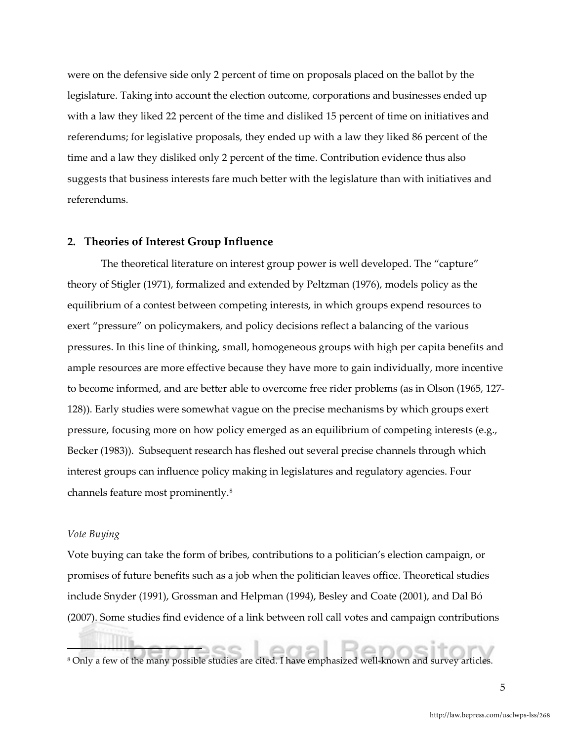were on the defensive side only 2 percent of time on proposals placed on the ballot by the legislature. Taking into account the election outcome, corporations and businesses ended up with a law they liked 22 percent of the time and disliked 15 percent of time on initiatives and referendums; for legislative proposals, they ended up with a law they liked 86 percent of the time and a law they disliked only 2 percent of the time. Contribution evidence thus also suggests that business interests fare much better with the legislature than with initiatives and referendums.

## 2. Theories of Interest Group Influence

The theoretical literature on interest group power is well developed. The "capture" theory of Stigler (1971), formalized and extended by Peltzman (1976), models policy as the equilibrium of a contest between competing interests, in which groups expend resources to exert "pressure" on policymakers, and policy decisions reflect a balancing of the various pressures. In this line of thinking, small, homogeneous groups with high per capita benefits and ample resources are more effective because they have more to gain individually, more incentive to become informed, and are better able to overcome free rider problems (as in Olson (1965, 127-128)). Early studies were somewhat vague on the precise mechanisms by which groups exert pressure, focusing more on how policy emerged as an equilibrium of competing interests (e.g., Becker (1983)). Subsequent research has fleshed out several precise channels through which interest groups can influence policy making in legislatures and regulatory agencies. Four channels feature most prominently.[8]

*Vote Buying*

Vote buying can take the form of bribes, contributions to a politician's election campaign, or promises of future benefits such as a job when the politician leaves office. Theoretical studies include Snyder (1991), Grossman and Helpman (1994), Besley and Coate (2001), and Dal Bó (2007). Some studies find evidence of a link between roll call votes and campaign contributions

[8] Only a few of the many possible studies are cited. I have emphasized well-known and survey articles.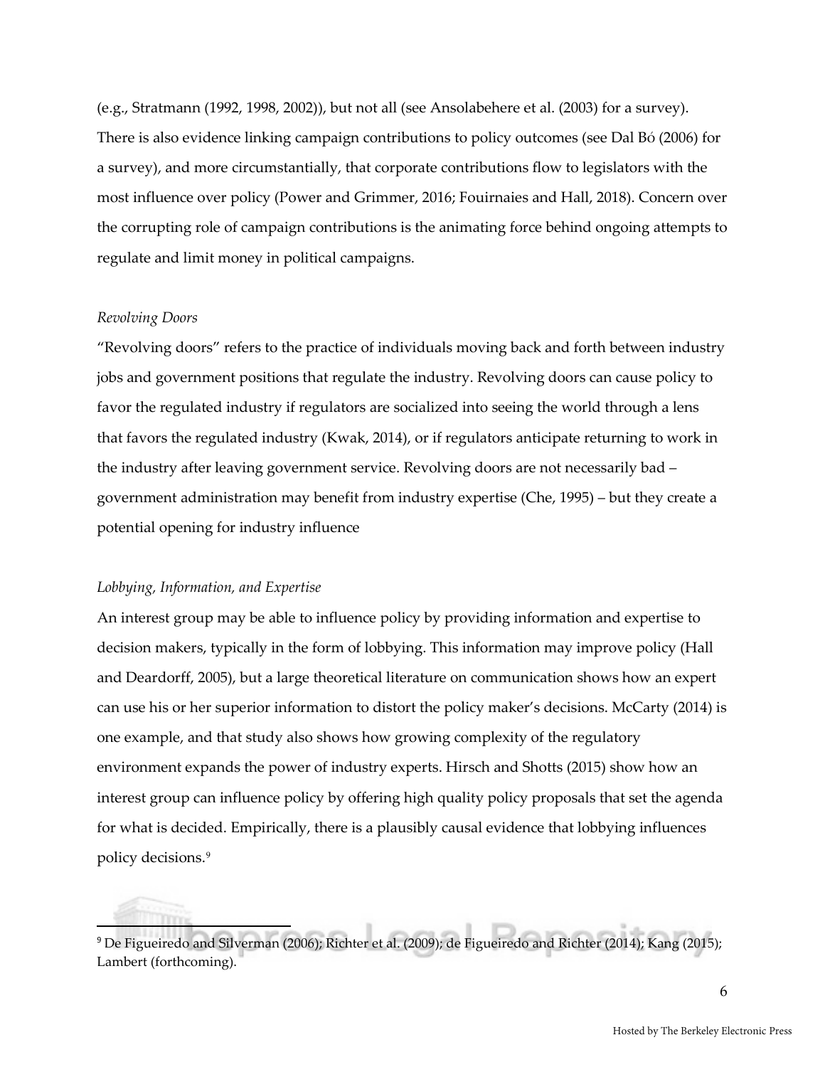(e.g., Stratmann (1992, 1998, 2002)), but not all (see Ansolabehere et al. (2003) for a survey). There is also evidence linking campaign contributions to policy outcomes (see Dal Bó (2006) for a survey), and more circumstantially, that corporate contributions flow to legislators with the most influence over policy (Power and Grimmer, 2016; Fouirnaies and Hall, 2018). Concern over the corrupting role of campaign contributions is the animating force behind ongoing attempts to regulate and limit money in political campaigns.

*Revolving Doors*

"Revolving doors" refers to the practice of individuals moving back and forth between industry jobs and government positions that regulate the industry. Revolving doors can cause policy to favor the regulated industry if regulators are socialized into seeing the world through a lens that favors the regulated industry (Kwak, 2014), or if regulators anticipate returning to work in the industry after leaving government service. Revolving doors are not necessarily bad – government administration may benefit from industry expertise (Che, 1995) – but they create a potential opening for industry influence

*Lobbying, Information, and Expertise*

An interest group may be able to influence policy by providing information and expertise to decision makers, typically in the form of lobbying. This information may improve policy (Hall and Deardorff, 2005), but a large theoretical literature on communication shows how an expert can use his or her superior information to distort the policy maker's decisions. McCarty (2014) is one example, and that study also shows how growing complexity of the regulatory environment expands the power of industry experts. Hirsch and Shotts (2015) show how an interest group can influence policy by offering high quality policy proposals that set the agenda for what is decided. Empirically, there is a plausibly causal evidence that lobbying influences policy decisions.[9]

[9] De Figueiredo and Silverman (2006); Richter et al. (2009); de Figueiredo and Richter (2014); Kang (2015); Lambert (forthcoming).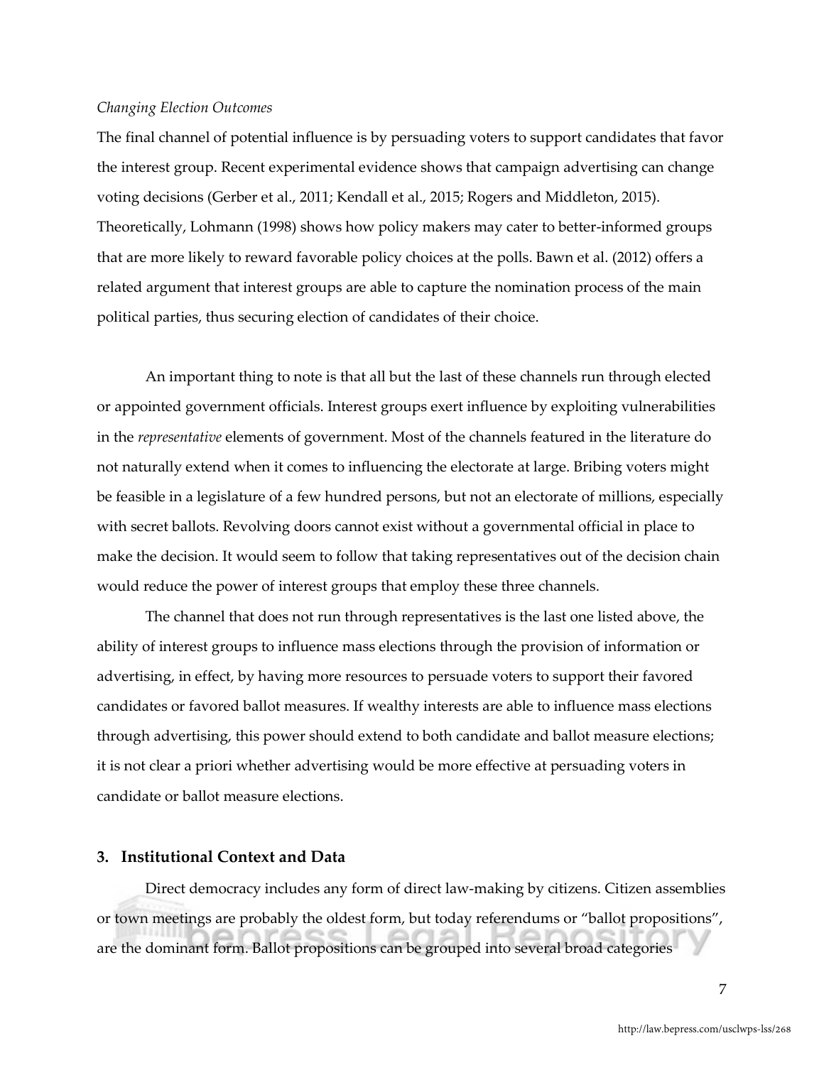*Changing Election Outcomes*

The final channel of potential influence is by persuading voters to support candidates that favor the interest group. Recent experimental evidence shows that campaign advertising can change voting decisions (Gerber et al., 2011; Kendall et al., 2015; Rogers and Middleton, 2015). Theoretically, Lohmann (1998) shows how policy makers may cater to better-informed groups that are more likely to reward favorable policy choices at the polls. Bawn et al. (2012) offers a related argument that interest groups are able to capture the nomination process of the main political parties, thus securing election of candidates of their choice.

An important thing to note is that all but the last of these channels run through elected or appointed government officials. Interest groups exert influence by exploiting vulnerabilities in the *representative* elements of government. Most of the channels featured in the literature do not naturally extend when it comes to influencing the electorate at large. Bribing voters might be feasible in a legislature of a few hundred persons, but not an electorate of millions, especially with secret ballots. Revolving doors cannot exist without a governmental official in place to make the decision. It would seem to follow that taking representatives out of the decision chain would reduce the power of interest groups that employ these three channels.

The channel that does not run through representatives is the last one listed above, the ability of interest groups to influence mass elections through the provision of information or advertising, in effect, by having more resources to persuade voters to support their favored candidates or favored ballot measures. If wealthy interests are able to influence mass elections through advertising, this power should extend to both candidate and ballot measure elections; it is not clear a priori whether advertising would be more effective at persuading voters in candidate or ballot measure elections.

## 3. Institutional Context and Data

Direct democracy includes any form of direct law-making by citizens. Citizen assemblies or town meetings are probably the oldest form, but today referendums or "ballot propositions", are the dominant form. Ballot propositions can be grouped into several broad categories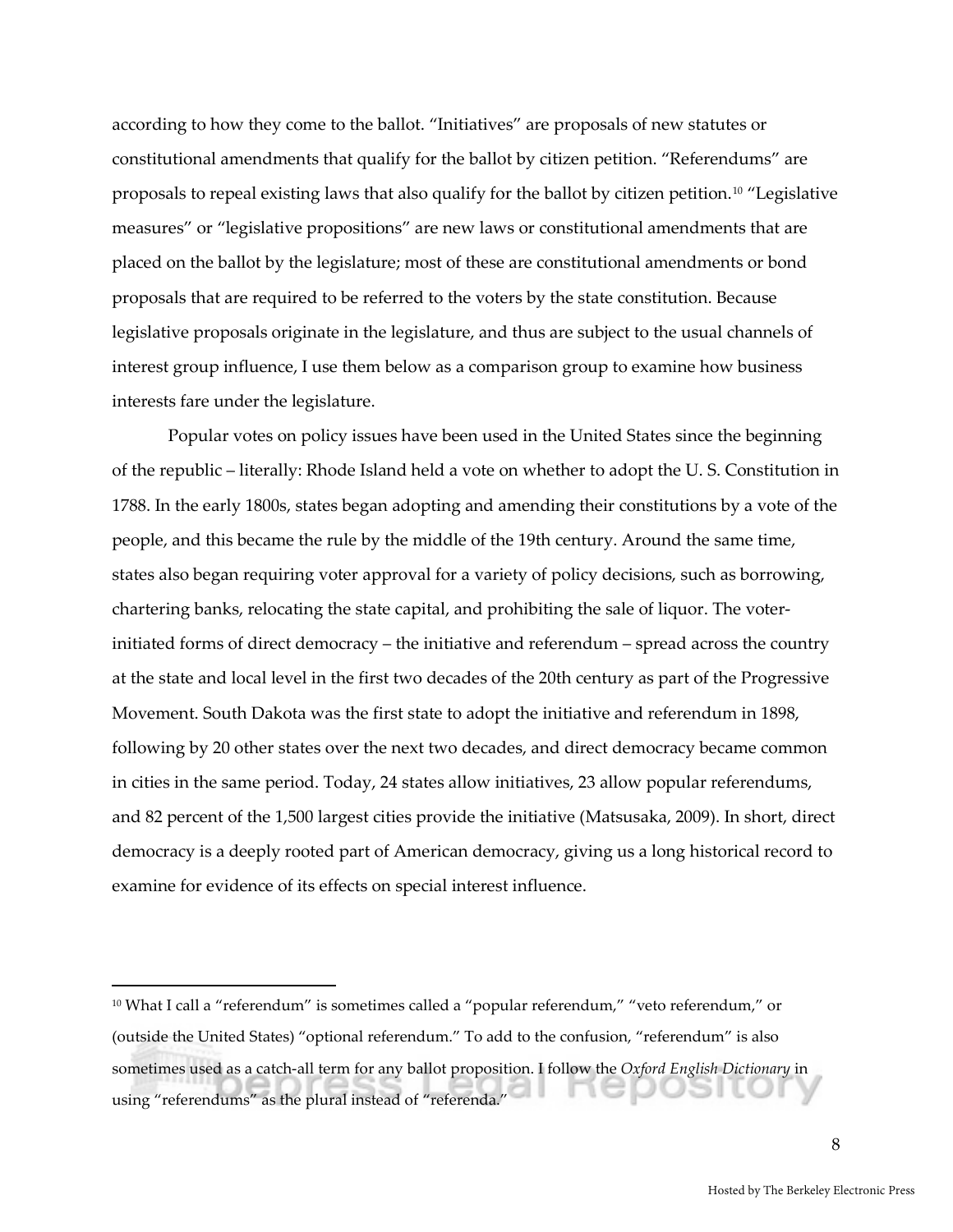according to how they come to the ballot. "Initiatives" are proposals of new statutes or constitutional amendments that qualify for the ballot by citizen petition. "Referendums" are proposals to repeal existing laws that also qualify for the ballot by citizen petition.[10] "Legislative measures" or "legislative propositions" are new laws or constitutional amendments that are placed on the ballot by the legislature; most of these are constitutional amendments or bond proposals that are required to be referred to the voters by the state constitution. Because legislative proposals originate in the legislature, and thus are subject to the usual channels of interest group influence, I use them below as a comparison group to examine how business interests fare under the legislature.

Popular votes on policy issues have been used in the United States since the beginning of the republic – literally: Rhode Island held a vote on whether to adopt the U. S. Constitution in 1788. In the early 1800s, states began adopting and amending their constitutions by a vote of the people, and this became the rule by the middle of the 19th century. Around the same time, states also began requiring voter approval for a variety of policy decisions, such as borrowing, chartering banks, relocating the state capital, and prohibiting the sale of liquor. The voter-initiated forms of direct democracy – the initiative and referendum – spread across the country at the state and local level in the first two decades of the 20th century as part of the Progressive Movement. South Dakota was the first state to adopt the initiative and referendum in 1898, following by 20 other states over the next two decades, and direct democracy became common in cities in the same period. Today, 24 states allow initiatives, 23 allow popular referendums, and 82 percent of the 1,500 largest cities provide the initiative (Matsusaka, 2009). In short, direct democracy is a deeply rooted part of American democracy, giving us a long historical record to examine for evidence of its effects on special interest influence.

---

[10] What I call a "referendum" is sometimes called a "popular referendum," "veto referendum," or (outside the United States) "optional referendum." To add to the confusion, "referendum" is also sometimes used as a catch-all term for any ballot proposition. I follow the *Oxford English Dictionary* in using "referendums" as the plural instead of "referenda."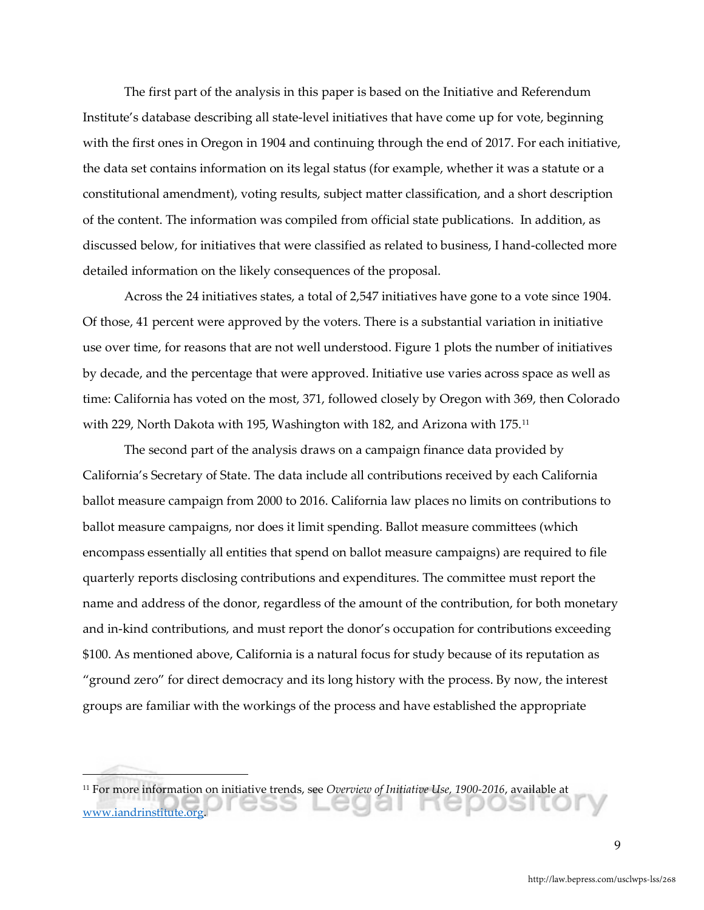The first part of the analysis in this paper is based on the Initiative and Referendum Institute's database describing all state-level initiatives that have come up for vote, beginning with the first ones in Oregon in 1904 and continuing through the end of 2017. For each initiative, the data set contains information on its legal status (for example, whether it was a statute or a constitutional amendment), voting results, subject matter classification, and a short description of the content. The information was compiled from official state publications. In addition, as discussed below, for initiatives that were classified as related to business, I hand-collected more detailed information on the likely consequences of the proposal.

Across the 24 initiatives states, a total of 2,547 initiatives have gone to a vote since 1904. Of those, 41 percent were approved by the voters. There is a substantial variation in initiative use over time, for reasons that are not well understood. Figure 1 plots the number of initiatives by decade, and the percentage that were approved. Initiative use varies across space as well as time: California has voted on the most, 371, followed closely by Oregon with 369, then Colorado with 229, North Dakota with 195, Washington with 182, and Arizona with 175.[11]

The second part of the analysis draws on a campaign finance data provided by California's Secretary of State. The data include all contributions received by each California ballot measure campaign from 2000 to 2016. California law places no limits on contributions to ballot measure campaigns, nor does it limit spending. Ballot measure committees (which encompass essentially all entities that spend on ballot measure campaigns) are required to file quarterly reports disclosing contributions and expenditures. The committee must report the name and address of the donor, regardless of the amount of the contribution, for both monetary and in-kind contributions, and must report the donor's occupation for contributions exceeding $100. As mentioned above, California is a natural focus for study because of its reputation as "ground zero" for direct democracy and its long history with the process. By now, the interest groups are familiar with the workings of the process and have established the appropriate

---

[11] For more information on initiative trends, see *Overview of Initiative Use, 1900-2016*, available at www.iandrinstitute.org.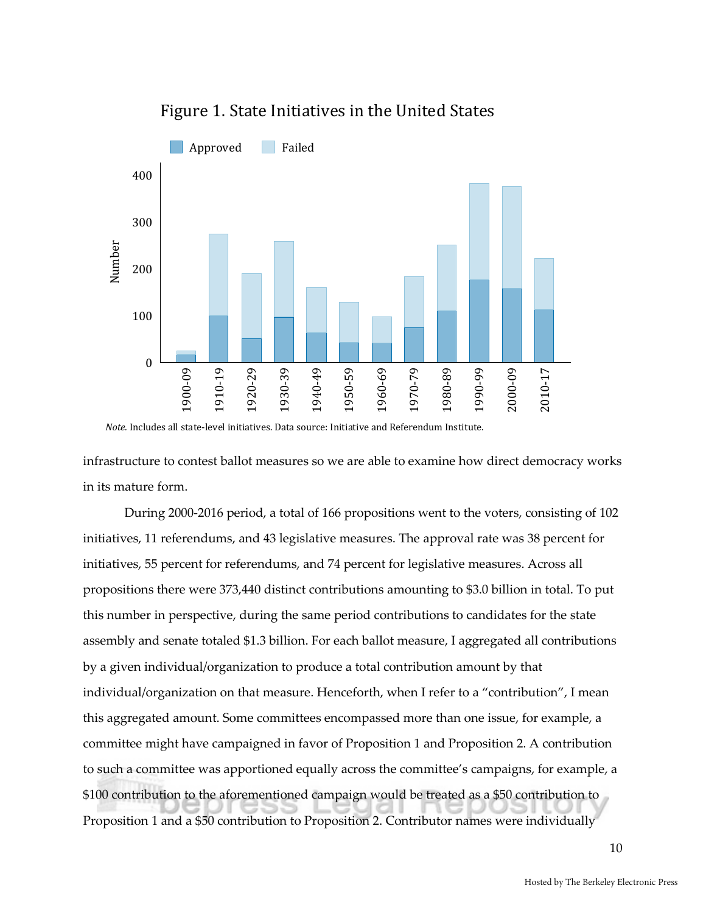**Figure 1. State Initiatives in the United States**

*Note.* Includes all state-level initiatives. Data source: Initiative and Referendum Institute.

infrastructure to contest ballot measures so we are able to examine how direct democracy works in its mature form.

During 2000-2016 period, a total of 166 propositions went to the voters, consisting of 102 initiatives, 11 referendums, and 43 legislative measures. The approval rate was 38 percent for initiatives, 55 percent for referendums, and 74 percent for legislative measures. Across all propositions there were 373,440 distinct contributions amounting to $3.0 billion in total. To put this number in perspective, during the same period contributions to candidates for the state assembly and senate totaled $1.3 billion. For each ballot measure, I aggregated all contributions by a given individual/organization to produce a total contribution amount by that individual/organization on that measure. Henceforth, when I refer to a "contribution", I mean this aggregated amount. Some committees encompassed more than one issue, for example, a committee might have campaigned in favor of Proposition 1 and Proposition 2. A contribution to such a committee was apportioned equally across the committee's campaigns, for example, a $100 contribution to the aforementioned campaign would be treated as a $50 contribution to Proposition 1 and a $50 contribution to Proposition 2. Contributor names were individually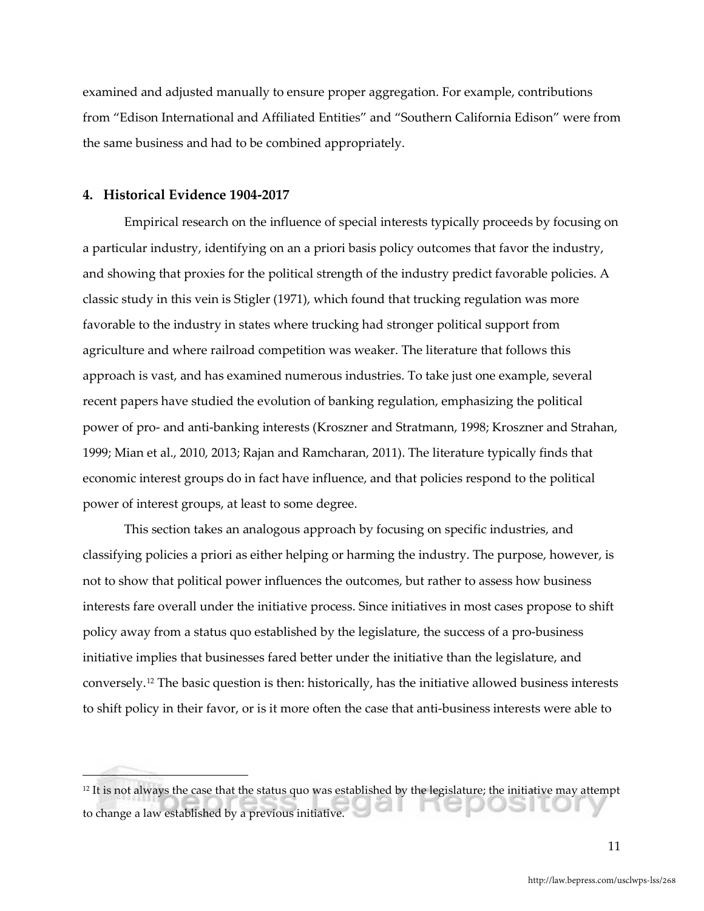examined and adjusted manually to ensure proper aggregation. For example, contributions from "Edison International and Affiliated Entities" and "Southern California Edison" were from the same business and had to be combined appropriately.

## 4. Historical Evidence 1904-2017

Empirical research on the influence of special interests typically proceeds by focusing on a particular industry, identifying on an a priori basis policy outcomes that favor the industry, and showing that proxies for the political strength of the industry predict favorable policies. A classic study in this vein is Stigler (1971), which found that trucking regulation was more favorable to the industry in states where trucking had stronger political support from agriculture and where railroad competition was weaker. The literature that follows this approach is vast, and has examined numerous industries. To take just one example, several recent papers have studied the evolution of banking regulation, emphasizing the political power of pro- and anti-banking interests (Kroszner and Stratmann, 1998; Kroszner and Strahan, 1999; Mian et al., 2010, 2013; Rajan and Ramcharan, 2011). The literature typically finds that economic interest groups do in fact have influence, and that policies respond to the political power of interest groups, at least to some degree.

This section takes an analogous approach by focusing on specific industries, and classifying policies a priori as either helping or harming the industry. The purpose, however, is not to show that political power influences the outcomes, but rather to assess how business interests fare overall under the initiative process. Since initiatives in most cases propose to shift policy away from a status quo established by the legislature, the success of a pro-business initiative implies that businesses fared better under the initiative than the legislature, and conversely.[12] The basic question is then: historically, has the initiative allowed business interests to shift policy in their favor, or is it more often the case that anti-business interests were able to

[12] It is not always the case that the status quo was established by the legislature; the initiative may attempt to change a law established by a previous initiative.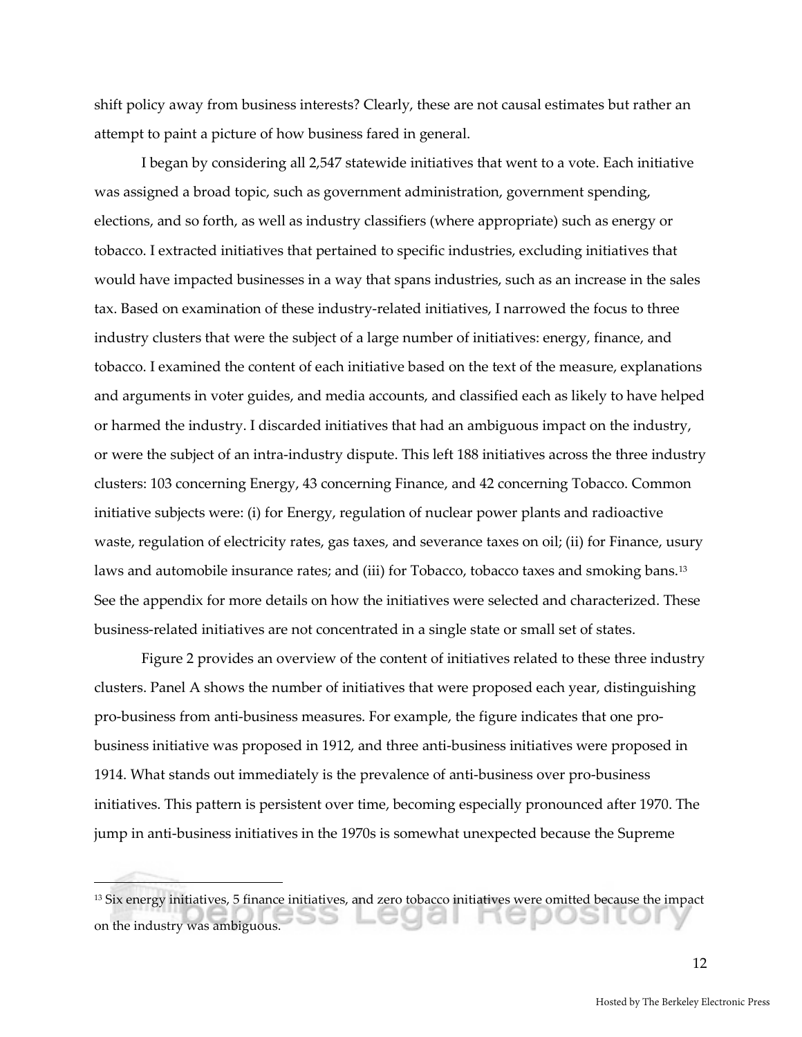shift policy away from business interests? Clearly, these are not causal estimates but rather an attempt to paint a picture of how business fared in general.

I began by considering all 2,547 statewide initiatives that went to a vote. Each initiative was assigned a broad topic, such as government administration, government spending, elections, and so forth, as well as industry classifiers (where appropriate) such as energy or tobacco. I extracted initiatives that pertained to specific industries, excluding initiatives that would have impacted businesses in a way that spans industries, such as an increase in the sales tax. Based on examination of these industry-related initiatives, I narrowed the focus to three industry clusters that were the subject of a large number of initiatives: energy, finance, and tobacco. I examined the content of each initiative based on the text of the measure, explanations and arguments in voter guides, and media accounts, and classified each as likely to have helped or harmed the industry. I discarded initiatives that had an ambiguous impact on the industry, or were the subject of an intra-industry dispute. This left 188 initiatives across the three industry clusters: 103 concerning Energy, 43 concerning Finance, and 42 concerning Tobacco. Common initiative subjects were: (i) for Energy, regulation of nuclear power plants and radioactive waste, regulation of electricity rates, gas taxes, and severance taxes on oil; (ii) for Finance, usury laws and automobile insurance rates; and (iii) for Tobacco, tobacco taxes and smoking bans.[13] See the appendix for more details on how the initiatives were selected and characterized. These business-related initiatives are not concentrated in a single state or small set of states.

Figure 2 provides an overview of the content of initiatives related to these three industry clusters. Panel A shows the number of initiatives that were proposed each year, distinguishing pro-business from anti-business measures. For example, the figure indicates that one pro-business initiative was proposed in 1912, and three anti-business initiatives were proposed in 1914. What stands out immediately is the prevalence of anti-business over pro-business initiatives. This pattern is persistent over time, becoming especially pronounced after 1970. The jump in anti-business initiatives in the 1970s is somewhat unexpected because the Supreme

---

[13] Six energy initiatives, 5 finance initiatives, and zero tobacco initiatives were omitted because the impact on the industry was ambiguous.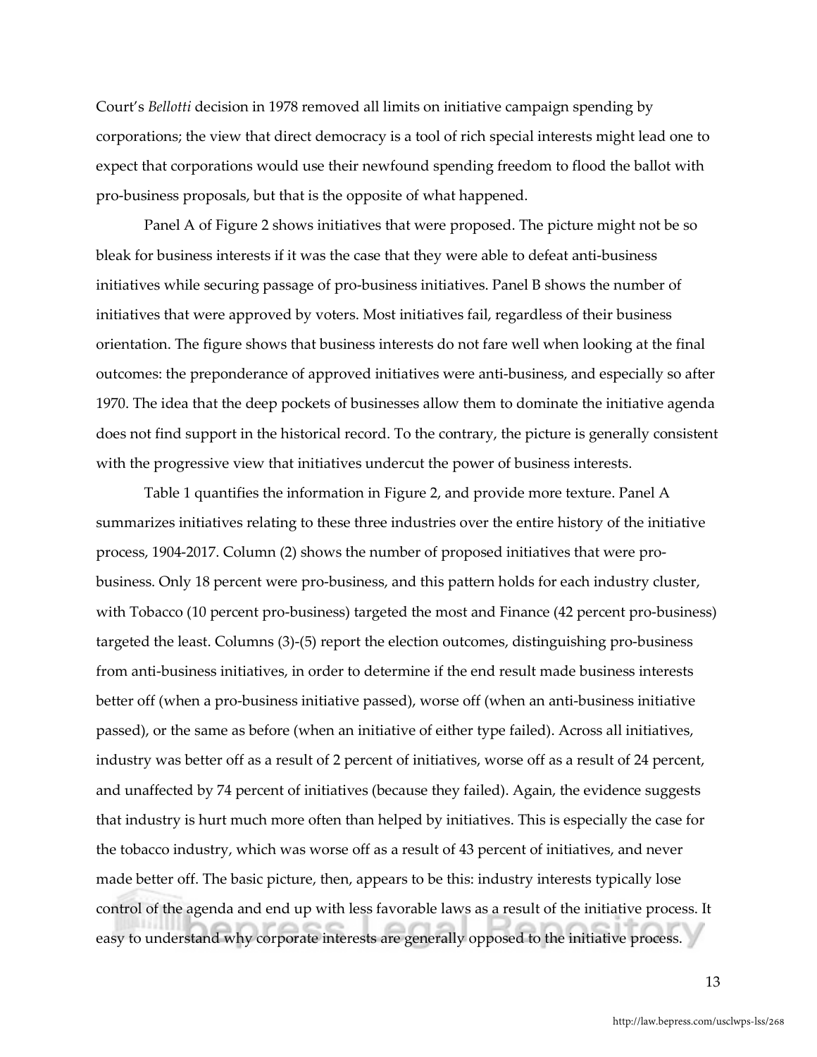Court's *Bellotti* decision in 1978 removed all limits on initiative campaign spending by corporations; the view that direct democracy is a tool of rich special interests might lead one to expect that corporations would use their newfound spending freedom to flood the ballot with pro-business proposals, but that is the opposite of what happened.

Panel A of Figure 2 shows initiatives that were proposed. The picture might not be so bleak for business interests if it was the case that they were able to defeat anti-business initiatives while securing passage of pro-business initiatives. Panel B shows the number of initiatives that were approved by voters. Most initiatives fail, regardless of their business orientation. The figure shows that business interests do not fare well when looking at the final outcomes: the preponderance of approved initiatives were anti-business, and especially so after 1970. The idea that the deep pockets of businesses allow them to dominate the initiative agenda does not find support in the historical record. To the contrary, the picture is generally consistent with the progressive view that initiatives undercut the power of business interests.

Table 1 quantifies the information in Figure 2, and provide more texture. Panel A summarizes initiatives relating to these three industries over the entire history of the initiative process, 1904-2017. Column (2) shows the number of proposed initiatives that were pro-business. Only 18 percent were pro-business, and this pattern holds for each industry cluster, with Tobacco (10 percent pro-business) targeted the most and Finance (42 percent pro-business) targeted the least. Columns (3)-(5) report the election outcomes, distinguishing pro-business from anti-business initiatives, in order to determine if the end result made business interests better off (when a pro-business initiative passed), worse off (when an anti-business initiative passed), or the same as before (when an initiative of either type failed). Across all initiatives, industry was better off as a result of 2 percent of initiatives, worse off as a result of 24 percent, and unaffected by 74 percent of initiatives (because they failed). Again, the evidence suggests that industry is hurt much more often than helped by initiatives. This is especially the case for the tobacco industry, which was worse off as a result of 43 percent of initiatives, and never made better off. The basic picture, then, appears to be this: industry interests typically lose control of the agenda and end up with less favorable laws as a result of the initiative process. It easy to understand why corporate interests are generally opposed to the initiative process.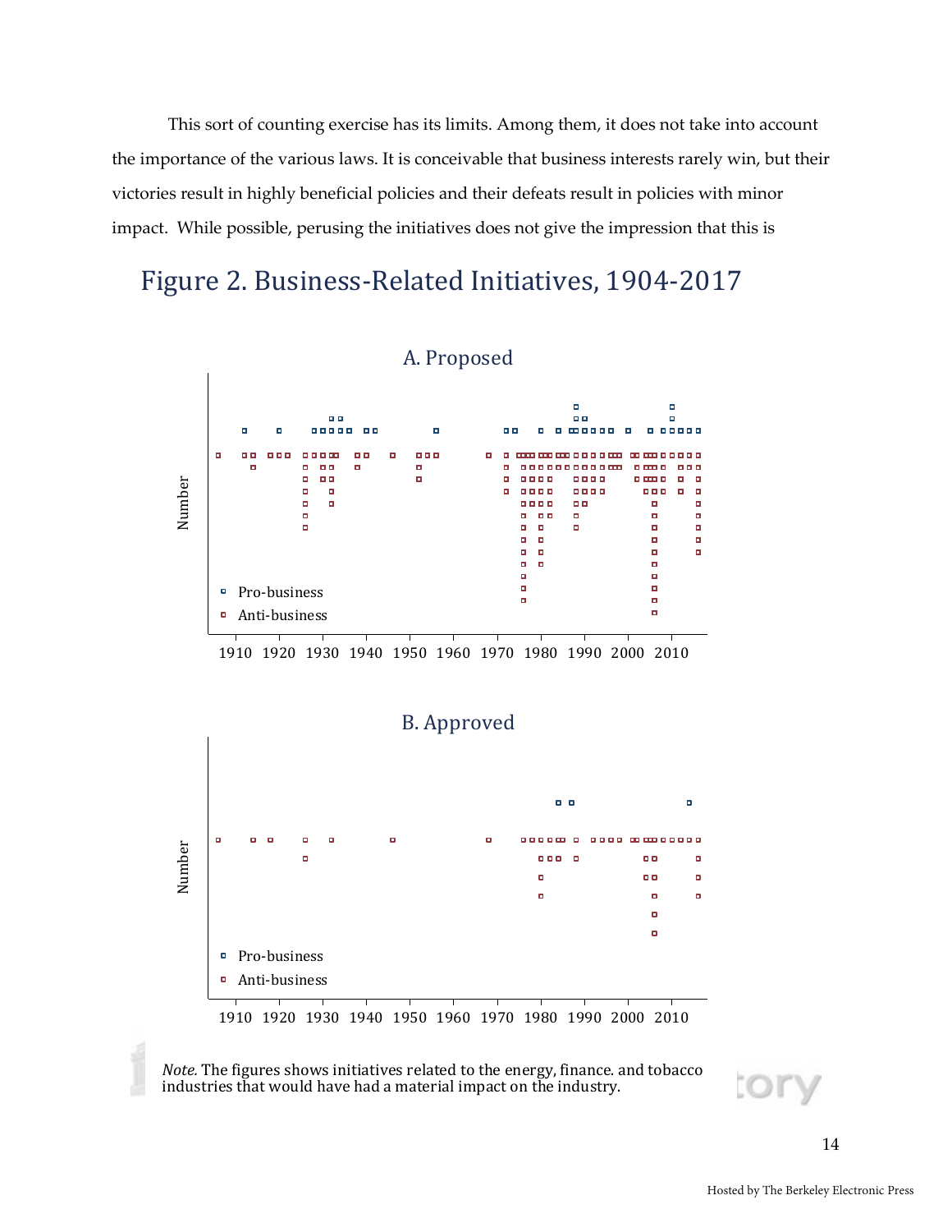This sort of counting exercise has its limits. Among them, it does not take into account the importance of the various laws. It is conceivable that business interests rarely win, but their victories result in highly beneficial policies and their defeats result in policies with minor impact. While possible, perusing the initiatives does not give the impression that this is

# Figure 2. Business-Related Initiatives, 1904-2017

A. Proposed

B. Approved

*Note.* The figures shows initiatives related to the energy, finance. and tobacco industries that would have had a material impact on the industry.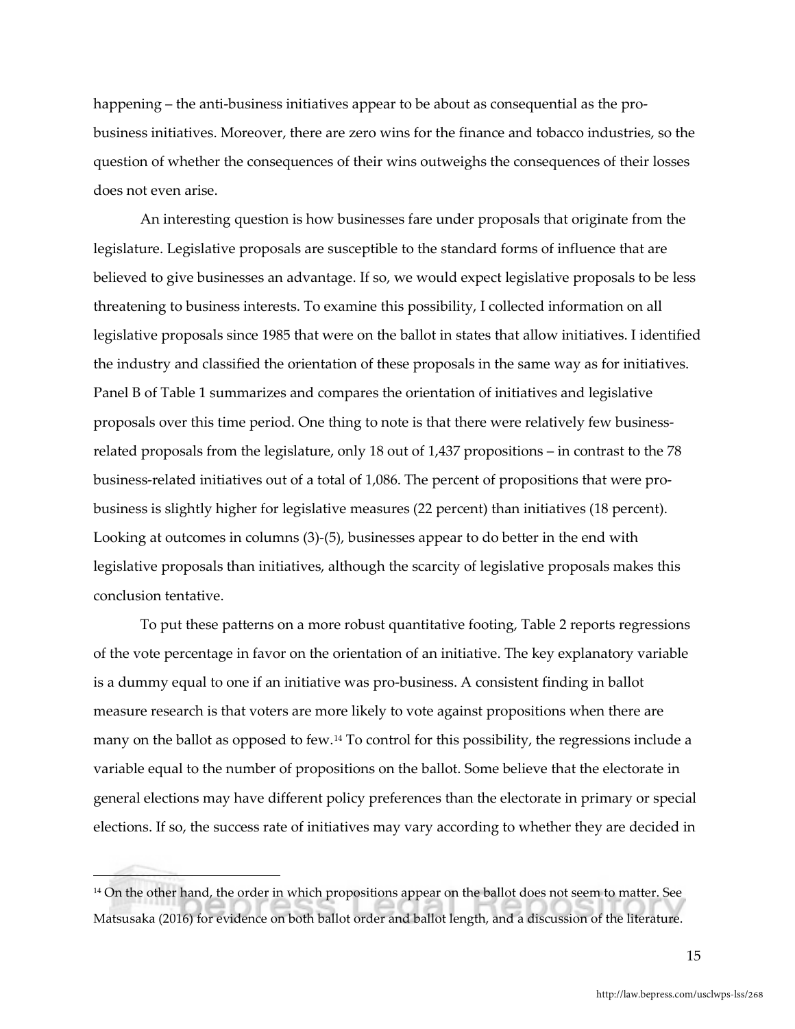happening – the anti-business initiatives appear to be about as consequential as the pro-business initiatives. Moreover, there are zero wins for the finance and tobacco industries, so the question of whether the consequences of their wins outweighs the consequences of their losses does not even arise.

An interesting question is how businesses fare under proposals that originate from the legislature. Legislative proposals are susceptible to the standard forms of influence that are believed to give businesses an advantage. If so, we would expect legislative proposals to be less threatening to business interests. To examine this possibility, I collected information on all legislative proposals since 1985 that were on the ballot in states that allow initiatives. I identified the industry and classified the orientation of these proposals in the same way as for initiatives. Panel B of Table 1 summarizes and compares the orientation of initiatives and legislative proposals over this time period. One thing to note is that there were relatively few business-related proposals from the legislature, only 18 out of 1,437 propositions – in contrast to the 78 business-related initiatives out of a total of 1,086. The percent of propositions that were pro-business is slightly higher for legislative measures (22 percent) than initiatives (18 percent). Looking at outcomes in columns (3)-(5), businesses appear to do better in the end with legislative proposals than initiatives, although the scarcity of legislative proposals makes this conclusion tentative.

To put these patterns on a more robust quantitative footing, Table 2 reports regressions of the vote percentage in favor on the orientation of an initiative. The key explanatory variable is a dummy equal to one if an initiative was pro-business. A consistent finding in ballot measure research is that voters are more likely to vote against propositions when there are many on the ballot as opposed to few.[14] To control for this possibility, the regressions include a variable equal to the number of propositions on the ballot. Some believe that the electorate in general elections may have different policy preferences than the electorate in primary or special elections. If so, the success rate of initiatives may vary according to whether they are decided in

[14] On the other hand, the order in which propositions appear on the ballot does not seem to matter. See Matsusaka (2016) for evidence on both ballot order and ballot length, and a discussion of the literature.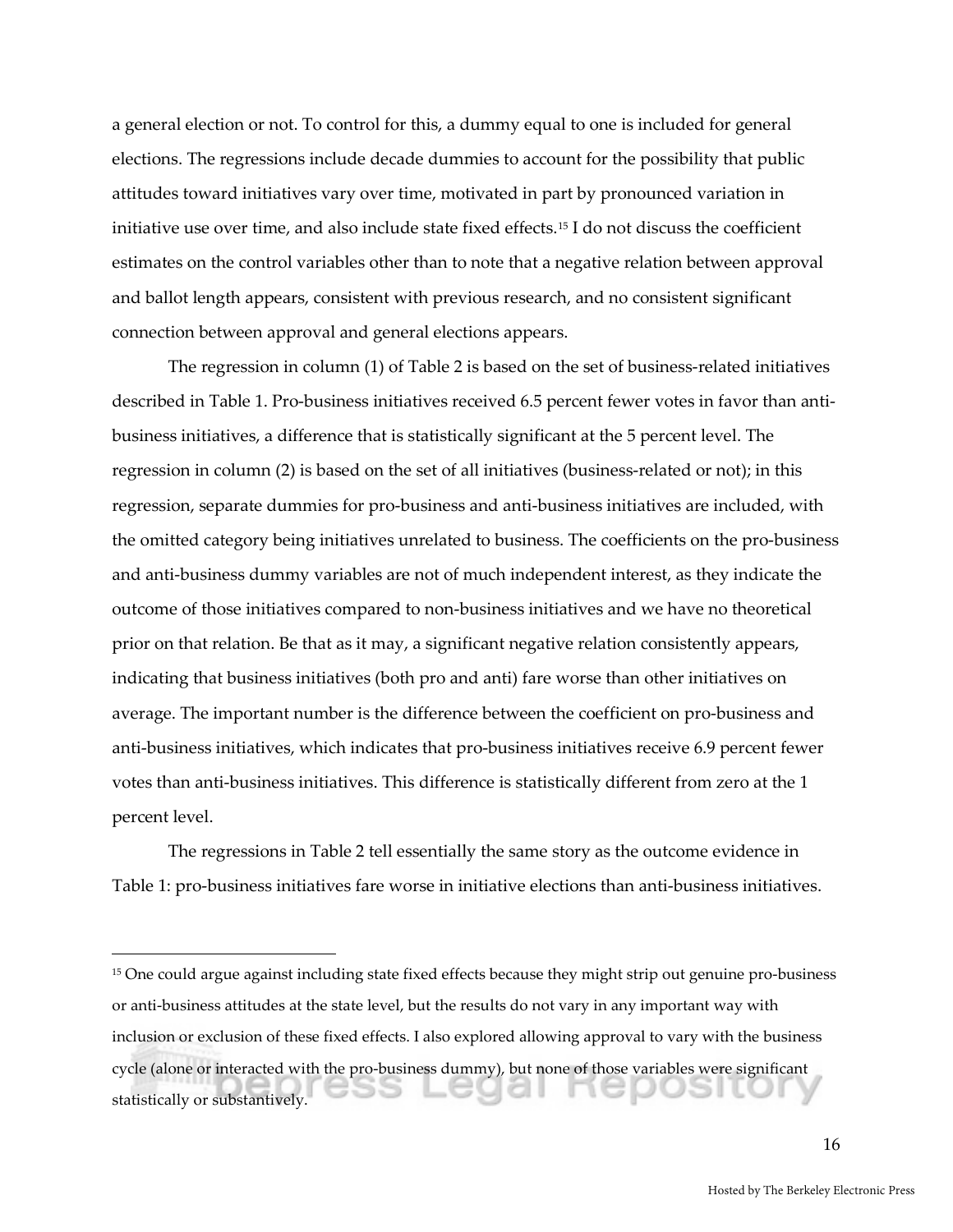a general election or not. To control for this, a dummy equal to one is included for general elections. The regressions include decade dummies to account for the possibility that public attitudes toward initiatives vary over time, motivated in part by pronounced variation in initiative use over time, and also include state fixed effects.[15] I do not discuss the coefficient estimates on the control variables other than to note that a negative relation between approval and ballot length appears, consistent with previous research, and no consistent significant connection between approval and general elections appears.

The regression in column (1) of Table 2 is based on the set of business-related initiatives described in Table 1. Pro-business initiatives received 6.5 percent fewer votes in favor than anti-business initiatives, a difference that is statistically significant at the 5 percent level. The regression in column (2) is based on the set of all initiatives (business-related or not); in this regression, separate dummies for pro-business and anti-business initiatives are included, with the omitted category being initiatives unrelated to business. The coefficients on the pro-business and anti-business dummy variables are not of much independent interest, as they indicate the outcome of those initiatives compared to non-business initiatives and we have no theoretical prior on that relation. Be that as it may, a significant negative relation consistently appears, indicating that business initiatives (both pro and anti) fare worse than other initiatives on average. The important number is the difference between the coefficient on pro-business and anti-business initiatives, which indicates that pro-business initiatives receive 6.9 percent fewer votes than anti-business initiatives. This difference is statistically different from zero at the 1 percent level.

The regressions in Table 2 tell essentially the same story as the outcome evidence in Table 1: pro-business initiatives fare worse in initiative elections than anti-business initiatives.

---

[15] One could argue against including state fixed effects because they might strip out genuine pro-business or anti-business attitudes at the state level, but the results do not vary in any important way with inclusion or exclusion of these fixed effects. I also explored allowing approval to vary with the business cycle (alone or interacted with the pro-business dummy), but none of those variables were significant statistically or substantively.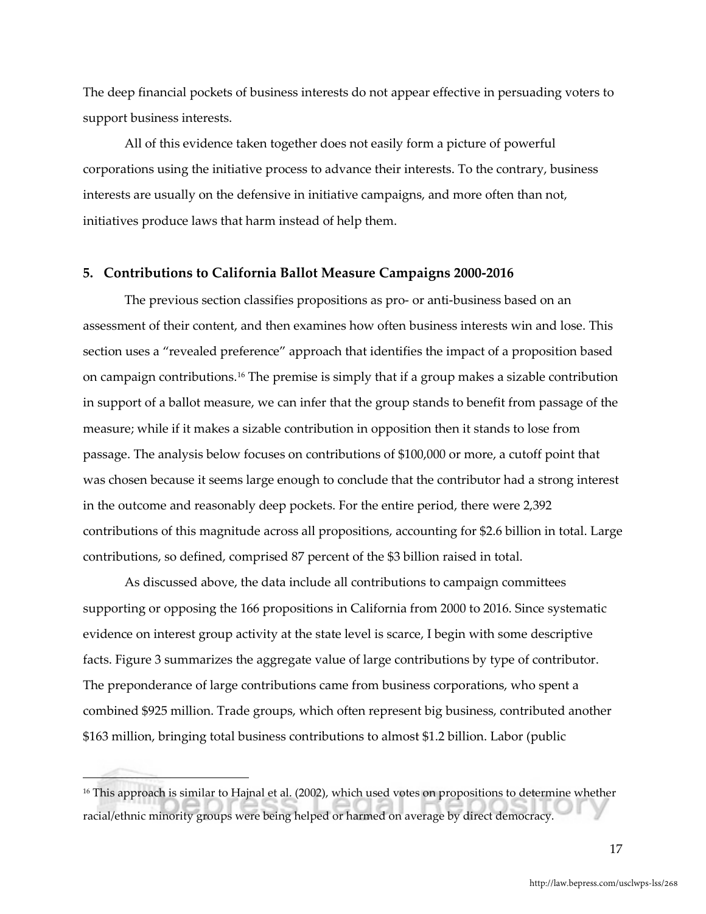The deep financial pockets of business interests do not appear effective in persuading voters to support business interests.

All of this evidence taken together does not easily form a picture of powerful corporations using the initiative process to advance their interests. To the contrary, business interests are usually on the defensive in initiative campaigns, and more often than not, initiatives produce laws that harm instead of help them.

## 5. Contributions to California Ballot Measure Campaigns 2000-2016

The previous section classifies propositions as pro- or anti-business based on an assessment of their content, and then examines how often business interests win and lose. This section uses a "revealed preference" approach that identifies the impact of a proposition based on campaign contributions.[16] The premise is simply that if a group makes a sizable contribution in support of a ballot measure, we can infer that the group stands to benefit from passage of the measure; while if it makes a sizable contribution in opposition then it stands to lose from passage. The analysis below focuses on contributions of $100,000 or more, a cutoff point that was chosen because it seems large enough to conclude that the contributor had a strong interest in the outcome and reasonably deep pockets. For the entire period, there were 2,392 contributions of this magnitude across all propositions, accounting for $2.6 billion in total. Large contributions, so defined, comprised 87 percent of the $3 billion raised in total.

As discussed above, the data include all contributions to campaign committees supporting or opposing the 166 propositions in California from 2000 to 2016. Since systematic evidence on interest group activity at the state level is scarce, I begin with some descriptive facts. Figure 3 summarizes the aggregate value of large contributions by type of contributor. The preponderance of large contributions came from business corporations, who spent a combined $925 million. Trade groups, which often represent big business, contributed another $163 million, bringing total business contributions to almost $1.2 billion. Labor (public

---

[16] This approach is similar to Hajnal et al. (2002), which used votes on propositions to determine whether racial/ethnic minority groups were being helped or harmed on average by direct democracy.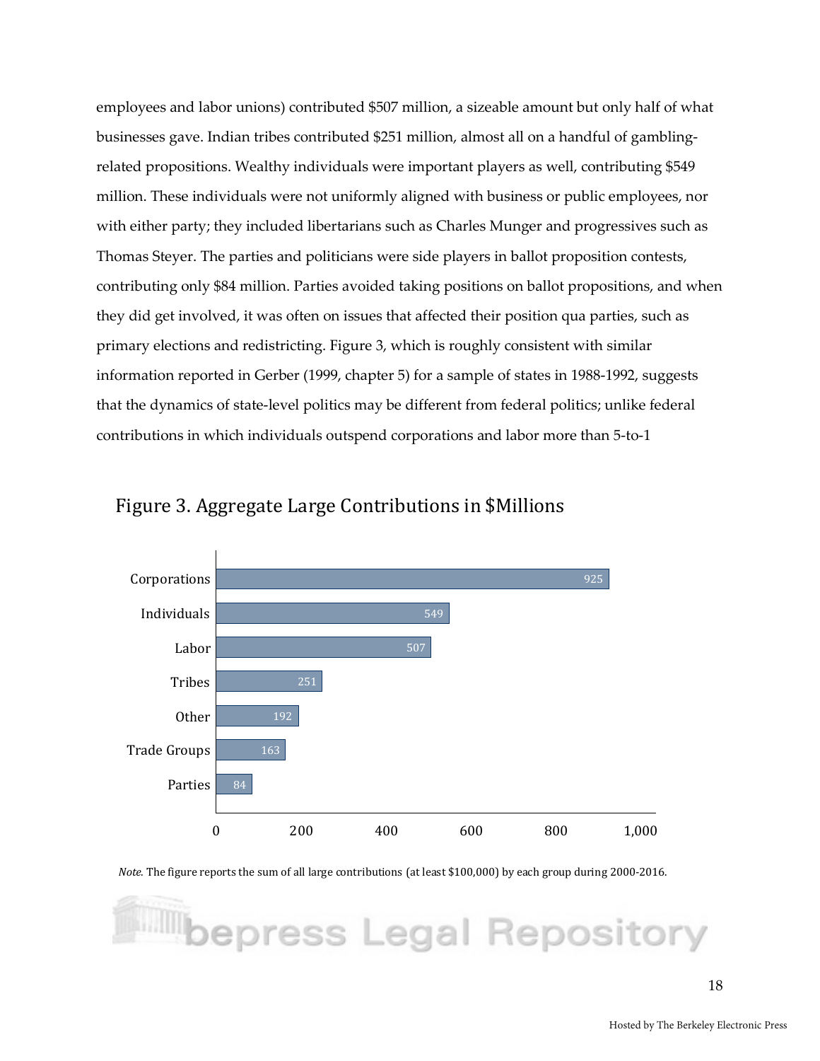employees and labor unions) contributed $507 million, a sizeable amount but only half of what businesses gave. Indian tribes contributed $251 million, almost all on a handful of gambling-related propositions. Wealthy individuals were important players as well, contributing $549 million. These individuals were not uniformly aligned with business or public employees, nor with either party; they included libertarians such as Charles Munger and progressives such as Thomas Steyer. The parties and politicians were side players in ballot proposition contests, contributing only $84 million. Parties avoided taking positions on ballot propositions, and when they did get involved, it was often on issues that affected their position qua parties, such as primary elections and redistricting. Figure 3, which is roughly consistent with similar information reported in Gerber (1999, chapter 5) for a sample of states in 1988-1992, suggests that the dynamics of state-level politics may be different from federal politics; unlike federal contributions in which individuals outspend corporations and labor more than 5-to-1

## Figure 3. Aggregate Large Contributions in $Millions

| Group | $Millions |
|---|---|
| Corporations | 925 |
| Individuals | 549 |
| Labor | 507 |
| Tribes | 251 |
| Other | 192 |
| Trade Groups | 163 |
| Parties | 84 |

*Note.* The figure reports the sum of all large contributions (at least $100,000) by each group during 2000-2016.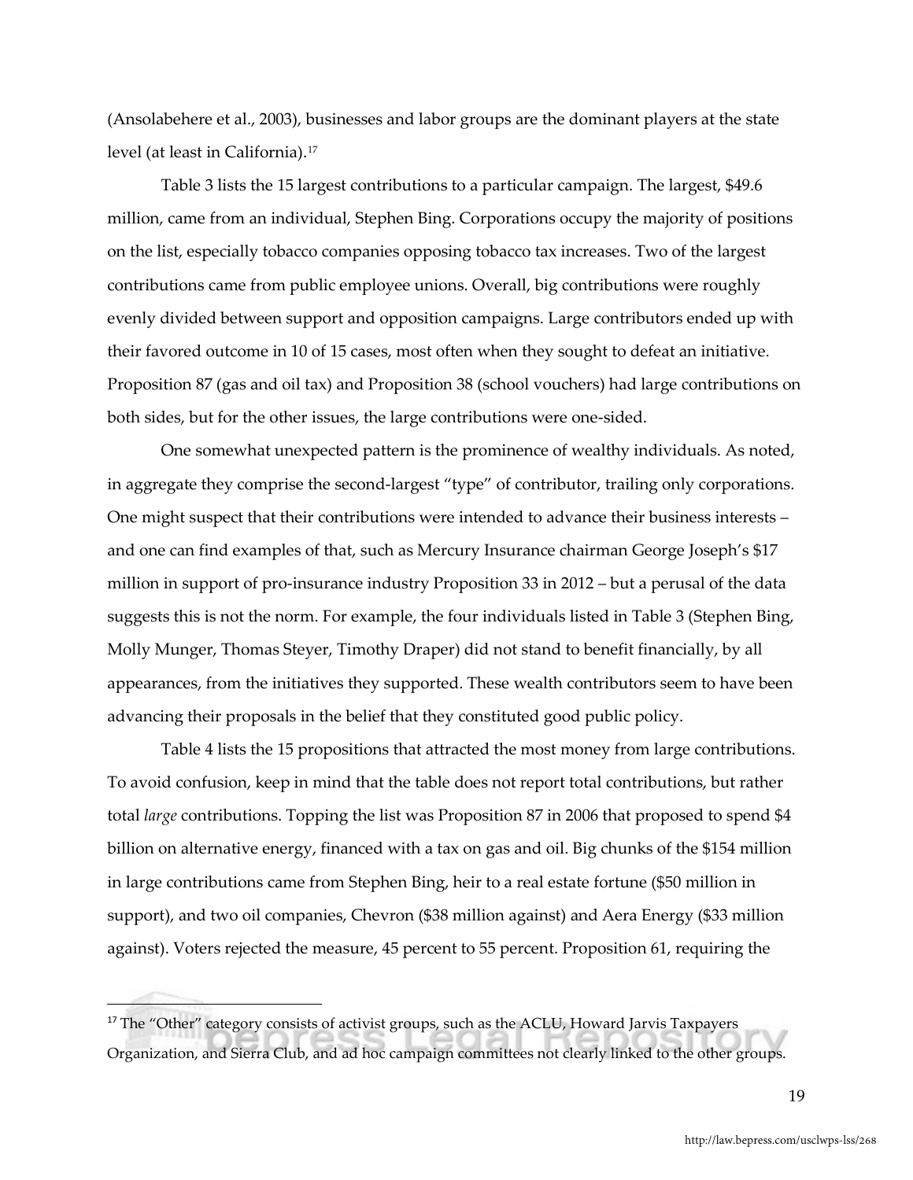(Ansolabehere et al., 2003), businesses and labor groups are the dominant players at the state level (at least in California).[17]

Table 3 lists the 15 largest contributions to a particular campaign. The largest, $49.6 million, came from an individual, Stephen Bing. Corporations occupy the majority of positions on the list, especially tobacco companies opposing tobacco tax increases. Two of the largest contributions came from public employee unions. Overall, big contributions were roughly evenly divided between support and opposition campaigns. Large contributors ended up with their favored outcome in 10 of 15 cases, most often when they sought to defeat an initiative. Proposition 87 (gas and oil tax) and Proposition 38 (school vouchers) had large contributions on both sides, but for the other issues, the large contributions were one-sided.

One somewhat unexpected pattern is the prominence of wealthy individuals. As noted, in aggregate they comprise the second-largest "type" of contributor, trailing only corporations. One might suspect that their contributions were intended to advance their business interests – and one can find examples of that, such as Mercury Insurance chairman George Joseph's $17 million in support of pro-insurance industry Proposition 33 in 2012 – but a perusal of the data suggests this is not the norm. For example, the four individuals listed in Table 3 (Stephen Bing, Molly Munger, Thomas Steyer, Timothy Draper) did not stand to benefit financially, by all appearances, from the initiatives they supported. These wealth contributors seem to have been advancing their proposals in the belief that they constituted good public policy.

Table 4 lists the 15 propositions that attracted the most money from large contributions. To avoid confusion, keep in mind that the table does not report total contributions, but rather total *large* contributions. Topping the list was Proposition 87 in 2006 that proposed to spend $4 billion on alternative energy, financed with a tax on gas and oil. Big chunks of the $154 million in large contributions came from Stephen Bing, heir to a real estate fortune ($50 million in support), and two oil companies, Chevron ($38 million against) and Aera Energy ($33 million against). Voters rejected the measure, 45 percent to 55 percent. Proposition 61, requiring the

[17] The "Other" category consists of activist groups, such as the ACLU, Howard Jarvis Taxpayers Organization, and Sierra Club, and ad hoc campaign committees not clearly linked to the other groups.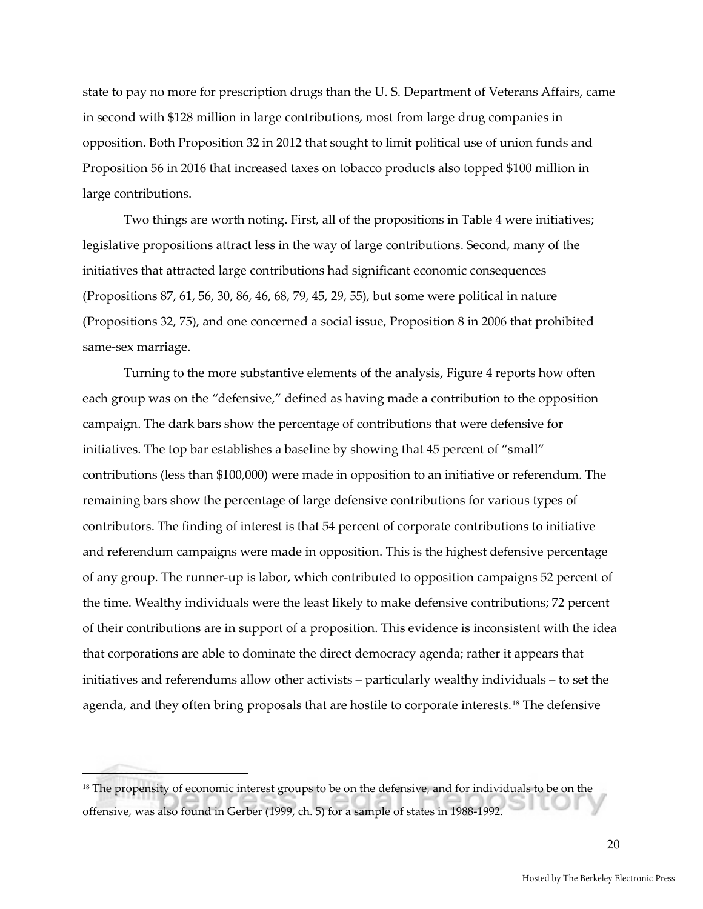state to pay no more for prescription drugs than the U. S. Department of Veterans Affairs, came in second with $128 million in large contributions, most from large drug companies in opposition. Both Proposition 32 in 2012 that sought to limit political use of union funds and Proposition 56 in 2016 that increased taxes on tobacco products also topped $100 million in large contributions.

Two things are worth noting. First, all of the propositions in Table 4 were initiatives; legislative propositions attract less in the way of large contributions. Second, many of the initiatives that attracted large contributions had significant economic consequences (Propositions 87, 61, 56, 30, 86, 46, 68, 79, 45, 29, 55), but some were political in nature (Propositions 32, 75), and one concerned a social issue, Proposition 8 in 2006 that prohibited same-sex marriage.

Turning to the more substantive elements of the analysis, Figure 4 reports how often each group was on the "defensive," defined as having made a contribution to the opposition campaign. The dark bars show the percentage of contributions that were defensive for initiatives. The top bar establishes a baseline by showing that 45 percent of "small" contributions (less than $100,000) were made in opposition to an initiative or referendum. The remaining bars show the percentage of large defensive contributions for various types of contributors. The finding of interest is that 54 percent of corporate contributions to initiative and referendum campaigns were made in opposition. This is the highest defensive percentage of any group. The runner-up is labor, which contributed to opposition campaigns 52 percent of the time. Wealthy individuals were the least likely to make defensive contributions; 72 percent of their contributions are in support of a proposition. This evidence is inconsistent with the idea that corporations are able to dominate the direct democracy agenda; rather it appears that initiatives and referendums allow other activists – particularly wealthy individuals – to set the agenda, and they often bring proposals that are hostile to corporate interests.[18] The defensive

[18] The propensity of economic interest groups to be on the defensive, and for individuals to be on the offensive, was also found in Gerber (1999, ch. 5) for a sample of states in 1988-1992.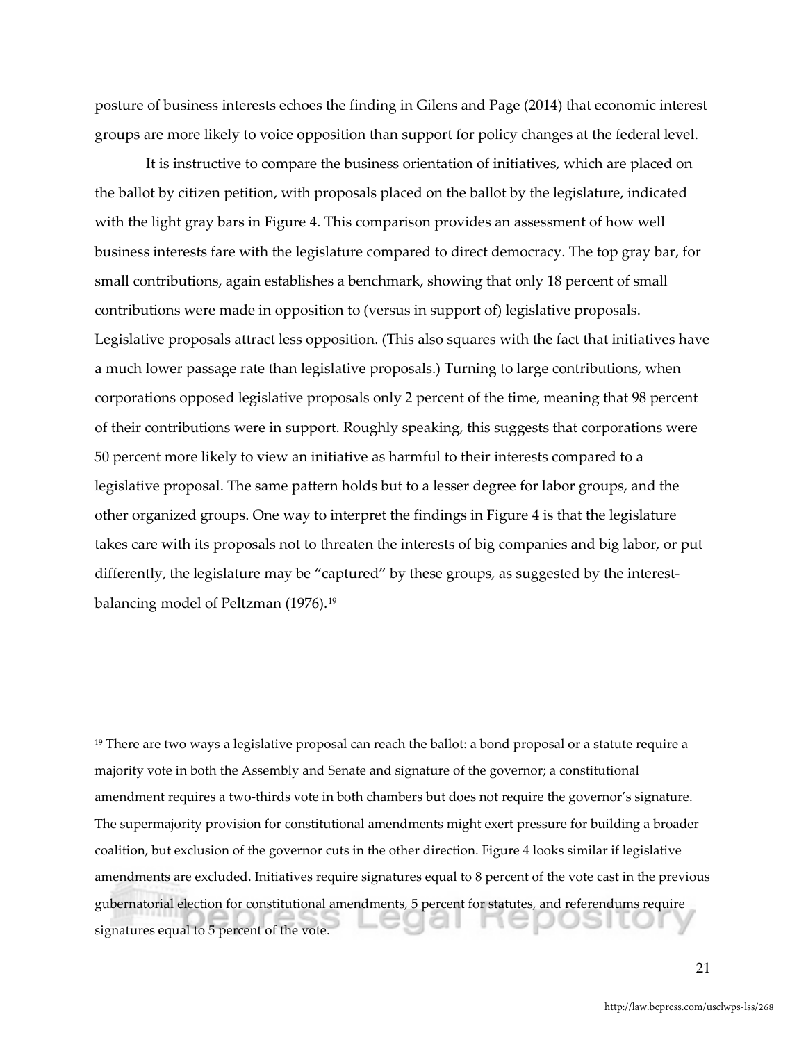posture of business interests echoes the finding in Gilens and Page (2014) that economic interest groups are more likely to voice opposition than support for policy changes at the federal level.

It is instructive to compare the business orientation of initiatives, which are placed on the ballot by citizen petition, with proposals placed on the ballot by the legislature, indicated with the light gray bars in Figure 4. This comparison provides an assessment of how well business interests fare with the legislature compared to direct democracy. The top gray bar, for small contributions, again establishes a benchmark, showing that only 18 percent of small contributions were made in opposition to (versus in support of) legislative proposals. Legislative proposals attract less opposition. (This also squares with the fact that initiatives have a much lower passage rate than legislative proposals.) Turning to large contributions, when corporations opposed legislative proposals only 2 percent of the time, meaning that 98 percent of their contributions were in support. Roughly speaking, this suggests that corporations were 50 percent more likely to view an initiative as harmful to their interests compared to a legislative proposal. The same pattern holds but to a lesser degree for labor groups, and the other organized groups. One way to interpret the findings in Figure 4 is that the legislature takes care with its proposals not to threaten the interests of big companies and big labor, or put differently, the legislature may be "captured" by these groups, as suggested by the interest-balancing model of Peltzman (1976).[19]

---

[19] There are two ways a legislative proposal can reach the ballot: a bond proposal or a statute require a majority vote in both the Assembly and Senate and signature of the governor; a constitutional amendment requires a two-thirds vote in both chambers but does not require the governor's signature. The supermajority provision for constitutional amendments might exert pressure for building a broader coalition, but exclusion of the governor cuts in the other direction. Figure 4 looks similar if legislative amendments are excluded. Initiatives require signatures equal to 8 percent of the vote cast in the previous gubernatorial election for constitutional amendments, 5 percent for statutes, and referendums require signatures equal to 5 percent of the vote.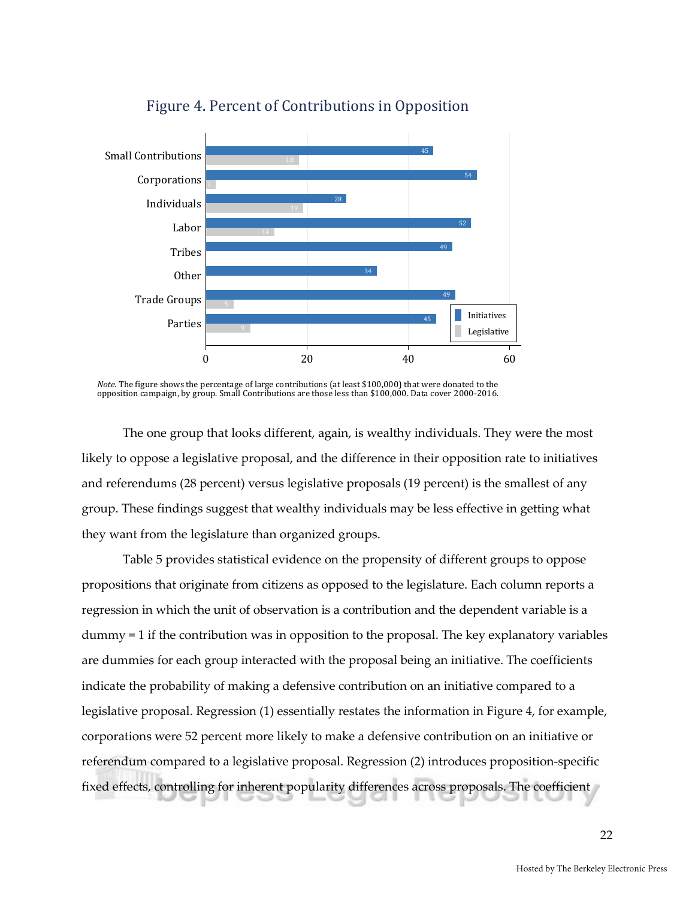## Figure 4. Percent of Contributions in Opposition

| Group | Initiatives | Legislative |
|---|---|---|
| Small Contributions | 45 | 18 |
| Corporations | 54 | 2 |
| Individuals | 28 | 19 |
| Labor | 52 | 14 |
| Tribes | 49 | |
| Other | 34 | |
| Trade Groups | 49 | 5 |
| Parties | 45 | 9 |

*Note.* The figure shows the percentage of large contributions (at least $100,000) that were donated to the opposition campaign, by group. Small Contributions are those less than $100,000. Data cover 2000-2016.

The one group that looks different, again, is wealthy individuals. They were the most likely to oppose a legislative proposal, and the difference in their opposition rate to initiatives and referendums (28 percent) versus legislative proposals (19 percent) is the smallest of any group. These findings suggest that wealthy individuals may be less effective in getting what they want from the legislature than organized groups.

Table 5 provides statistical evidence on the propensity of different groups to oppose propositions that originate from citizens as opposed to the legislature. Each column reports a regression in which the unit of observation is a contribution and the dependent variable is a dummy = 1 if the contribution was in opposition to the proposal. The key explanatory variables are dummies for each group interacted with the proposal being an initiative. The coefficients indicate the probability of making a defensive contribution on an initiative compared to a legislative proposal. Regression (1) essentially restates the information in Figure 4, for example, corporations were 52 percent more likely to make a defensive contribution on an initiative or referendum compared to a legislative proposal. Regression (2) introduces proposition-specific fixed effects, controlling for inherent popularity differences across proposals. The coefficient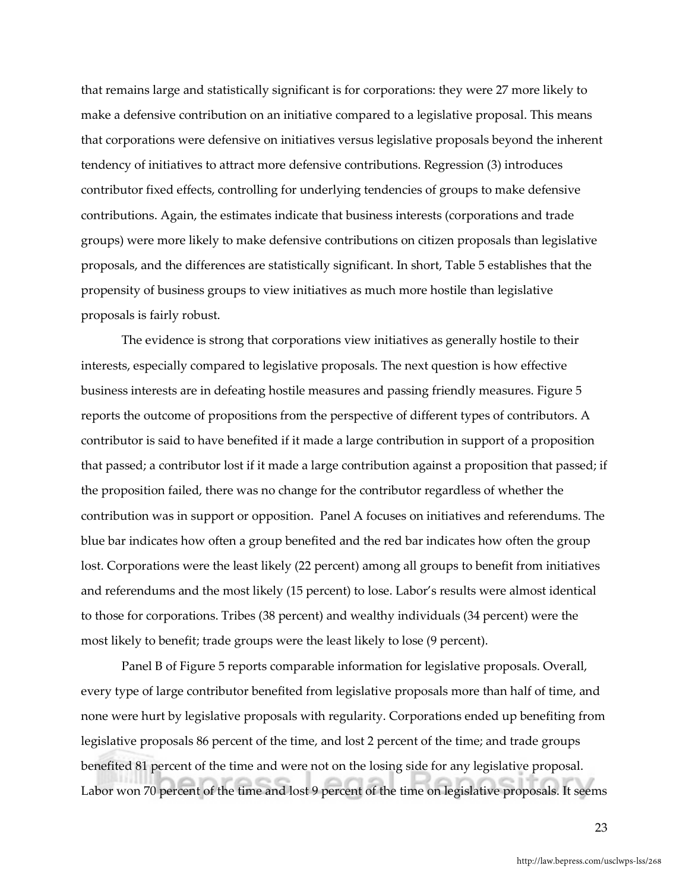that remains large and statistically significant is for corporations: they were 27 more likely to make a defensive contribution on an initiative compared to a legislative proposal. This means that corporations were defensive on initiatives versus legislative proposals beyond the inherent tendency of initiatives to attract more defensive contributions. Regression (3) introduces contributor fixed effects, controlling for underlying tendencies of groups to make defensive contributions. Again, the estimates indicate that business interests (corporations and trade groups) were more likely to make defensive contributions on citizen proposals than legislative proposals, and the differences are statistically significant. In short, Table 5 establishes that the propensity of business groups to view initiatives as much more hostile than legislative proposals is fairly robust.

The evidence is strong that corporations view initiatives as generally hostile to their interests, especially compared to legislative proposals. The next question is how effective business interests are in defeating hostile measures and passing friendly measures. Figure 5 reports the outcome of propositions from the perspective of different types of contributors. A contributor is said to have benefited if it made a large contribution in support of a proposition that passed; a contributor lost if it made a large contribution against a proposition that passed; if the proposition failed, there was no change for the contributor regardless of whether the contribution was in support or opposition. Panel A focuses on initiatives and referendums. The blue bar indicates how often a group benefited and the red bar indicates how often the group lost. Corporations were the least likely (22 percent) among all groups to benefit from initiatives and referendums and the most likely (15 percent) to lose. Labor's results were almost identical to those for corporations. Tribes (38 percent) and wealthy individuals (34 percent) were the most likely to benefit; trade groups were the least likely to lose (9 percent).

Panel B of Figure 5 reports comparable information for legislative proposals. Overall, every type of large contributor benefited from legislative proposals more than half of time, and none were hurt by legislative proposals with regularity. Corporations ended up benefiting from legislative proposals 86 percent of the time, and lost 2 percent of the time; and trade groups benefited 81 percent of the time and were not on the losing side for any legislative proposal. Labor won 70 percent of the time and lost 9 percent of the time on legislative proposals. It seems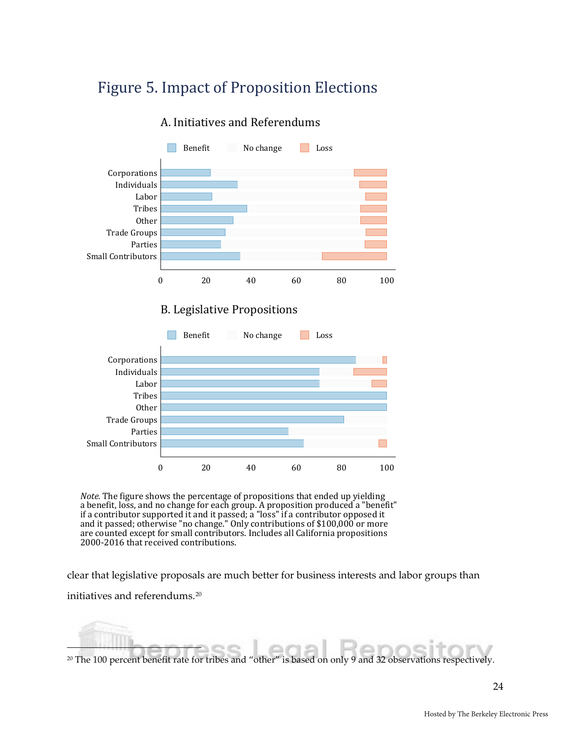## Figure 5. Impact of Proposition Elections

### A. Initiatives and Referendums

### B. Legislative Propositions

*Note.* The figure shows the percentage of propositions that ended up yielding a benefit, loss, and no change for each group. A proposition produced a "benefit" if a contributor supported it and it passed; a "loss" if a contributor opposed it and it passed; otherwise "no change." Only contributions of $100,000 or more are counted except for small contributors. Includes all California propositions 2000-2016 that received contributions.

clear that legislative proposals are much better for business interests and labor groups than initiatives and referendums.[20]

[20] The 100 percent benefit rate for tribes and "other" is based on only 9 and 32 observations respectively.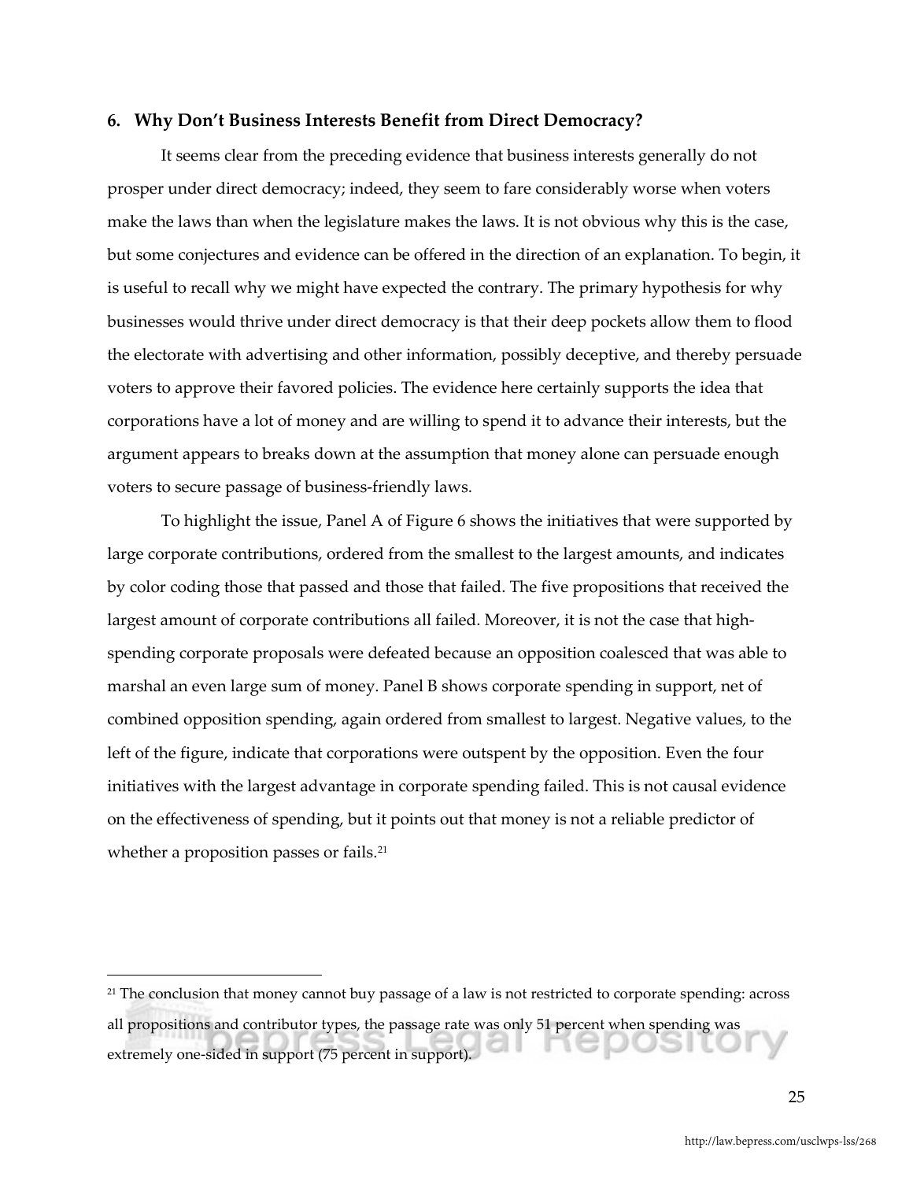## 6. Why Don't Business Interests Benefit from Direct Democracy?

It seems clear from the preceding evidence that business interests generally do not prosper under direct democracy; indeed, they seem to fare considerably worse when voters make the laws than when the legislature makes the laws. It is not obvious why this is the case, but some conjectures and evidence can be offered in the direction of an explanation. To begin, it is useful to recall why we might have expected the contrary. The primary hypothesis for why businesses would thrive under direct democracy is that their deep pockets allow them to flood the electorate with advertising and other information, possibly deceptive, and thereby persuade voters to approve their favored policies. The evidence here certainly supports the idea that corporations have a lot of money and are willing to spend it to advance their interests, but the argument appears to breaks down at the assumption that money alone can persuade enough voters to secure passage of business-friendly laws.

To highlight the issue, Panel A of Figure 6 shows the initiatives that were supported by large corporate contributions, ordered from the smallest to the largest amounts, and indicates by color coding those that passed and those that failed. The five propositions that received the largest amount of corporate contributions all failed. Moreover, it is not the case that high-spending corporate proposals were defeated because an opposition coalesced that was able to marshal an even large sum of money. Panel B shows corporate spending in support, net of combined opposition spending, again ordered from smallest to largest. Negative values, to the left of the figure, indicate that corporations were outspent by the opposition. Even the four initiatives with the largest advantage in corporate spending failed. This is not causal evidence on the effectiveness of spending, but it points out that money is not a reliable predictor of whether a proposition passes or fails.[21]

[21] The conclusion that money cannot buy passage of a law is not restricted to corporate spending: across all propositions and contributor types, the passage rate was only 51 percent when spending was extremely one-sided in support (75 percent in support).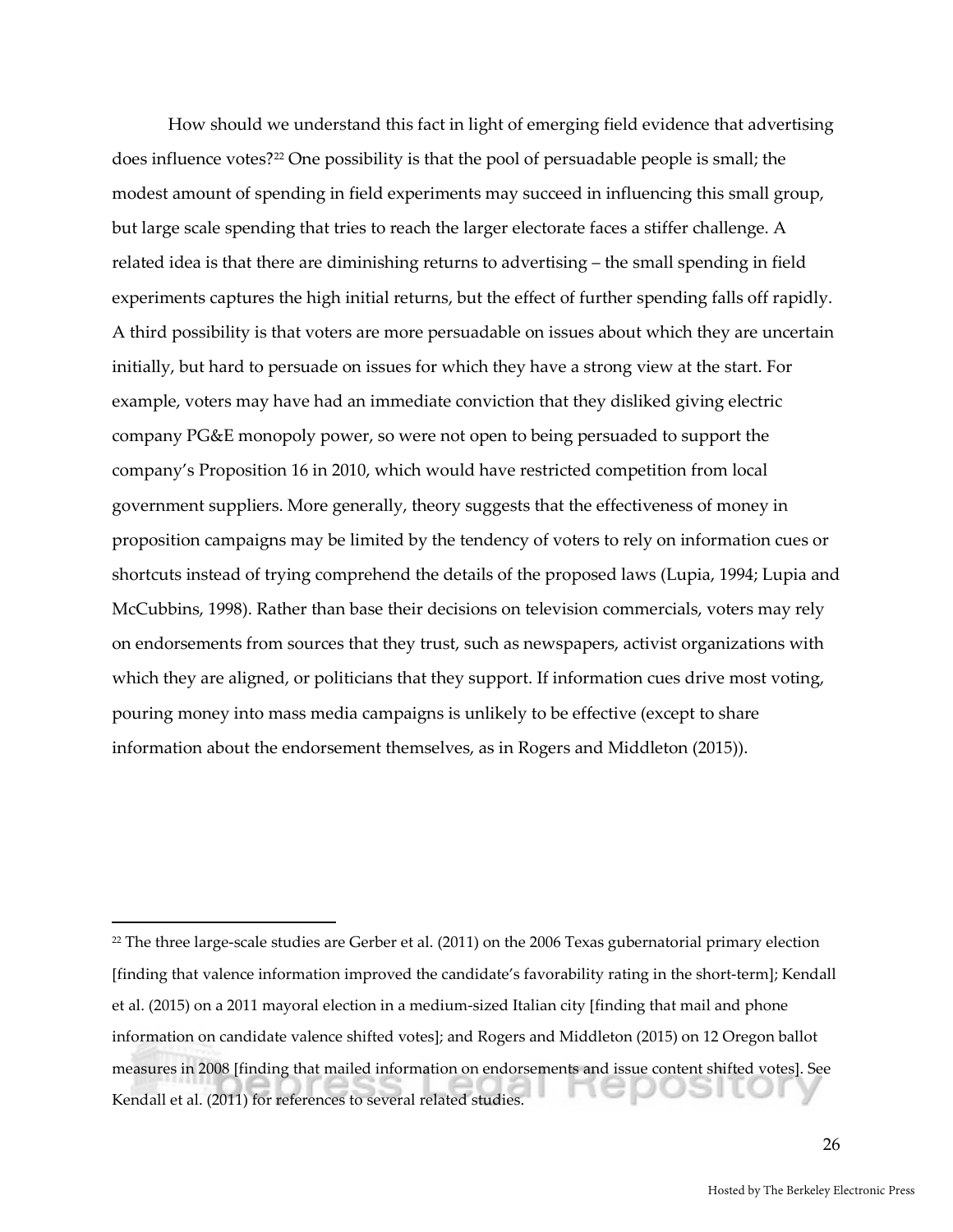How should we understand this fact in light of emerging field evidence that advertising does influence votes?[22] One possibility is that the pool of persuadable people is small; the modest amount of spending in field experiments may succeed in influencing this small group, but large scale spending that tries to reach the larger electorate faces a stiffer challenge. A related idea is that there are diminishing returns to advertising – the small spending in field experiments captures the high initial returns, but the effect of further spending falls off rapidly. A third possibility is that voters are more persuadable on issues about which they are uncertain initially, but hard to persuade on issues for which they have a strong view at the start. For example, voters may have had an immediate conviction that they disliked giving electric company PG&E monopoly power, so were not open to being persuaded to support the company's Proposition 16 in 2010, which would have restricted competition from local government suppliers. More generally, theory suggests that the effectiveness of money in proposition campaigns may be limited by the tendency of voters to rely on information cues or shortcuts instead of trying comprehend the details of the proposed laws (Lupia, 1994; Lupia and McCubbins, 1998). Rather than base their decisions on television commercials, voters may rely on endorsements from sources that they trust, such as newspapers, activist organizations with which they are aligned, or politicians that they support. If information cues drive most voting, pouring money into mass media campaigns is unlikely to be effective (except to share information about the endorsement themselves, as in Rogers and Middleton (2015)).

---

[22] The three large-scale studies are Gerber et al. (2011) on the 2006 Texas gubernatorial primary election [finding that valence information improved the candidate's favorability rating in the short-term]; Kendall et al. (2015) on a 2011 mayoral election in a medium-sized Italian city [finding that mail and phone information on candidate valence shifted votes]; and Rogers and Middleton (2015) on 12 Oregon ballot measures in 2008 [finding that mailed information on endorsements and issue content shifted votes]. See Kendall et al. (2011) for references to several related studies.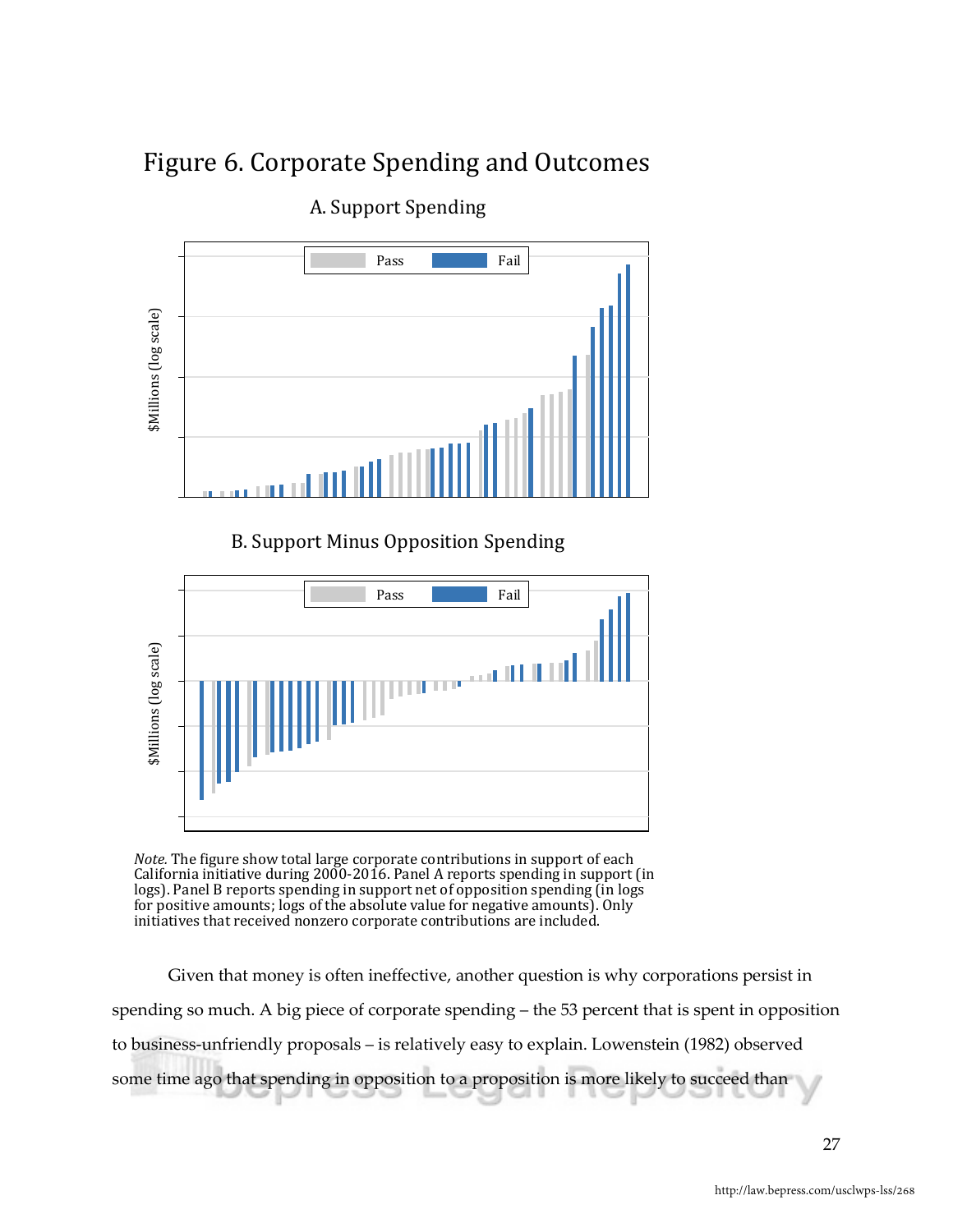# Figure 6. Corporate Spending and Outcomes

A. Support Spending

B. Support Minus Opposition Spending

*Note.* The figure show total large corporate contributions in support of each California initiative during 2000-2016. Panel A reports spending in support (in logs). Panel B reports spending in support net of opposition spending (in logs for positive amounts; logs of the absolute value for negative amounts). Only initiatives that received nonzero corporate contributions are included.

Given that money is often ineffective, another question is why corporations persist in spending so much. A big piece of corporate spending – the 53 percent that is spent in opposition to business-unfriendly proposals – is relatively easy to explain. Lowenstein (1982) observed some time ago that spending in opposition to a proposition is more likely to succeed than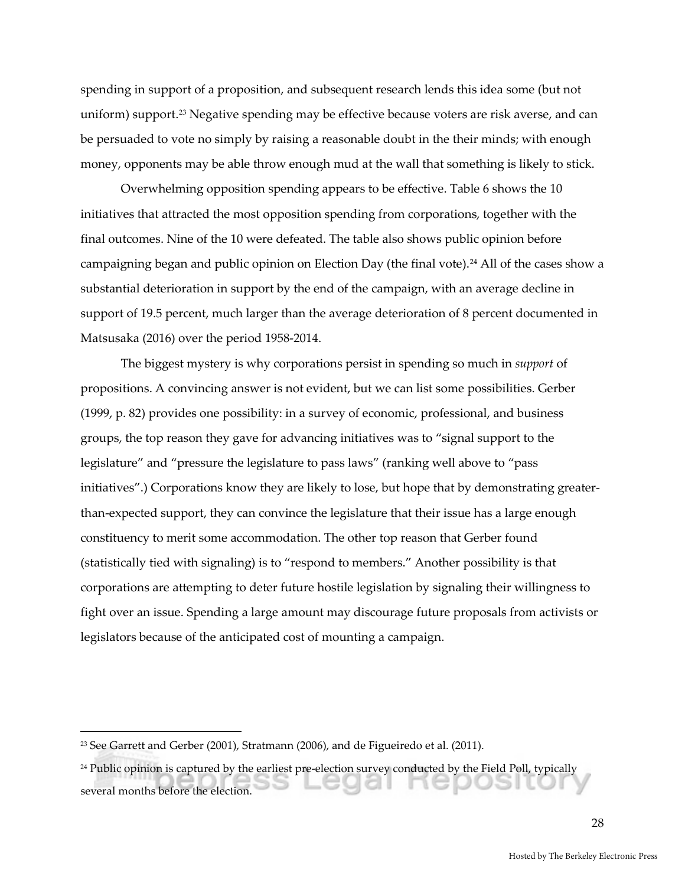spending in support of a proposition, and subsequent research lends this idea some (but not uniform) support.[23] Negative spending may be effective because voters are risk averse, and can be persuaded to vote no simply by raising a reasonable doubt in the their minds; with enough money, opponents may be able throw enough mud at the wall that something is likely to stick.

Overwhelming opposition spending appears to be effective. Table 6 shows the 10 initiatives that attracted the most opposition spending from corporations, together with the final outcomes. Nine of the 10 were defeated. The table also shows public opinion before campaigning began and public opinion on Election Day (the final vote).[24] All of the cases show a substantial deterioration in support by the end of the campaign, with an average decline in support of 19.5 percent, much larger than the average deterioration of 8 percent documented in Matsusaka (2016) over the period 1958-2014.

The biggest mystery is why corporations persist in spending so much in *support* of propositions. A convincing answer is not evident, but we can list some possibilities. Gerber (1999, p. 82) provides one possibility: in a survey of economic, professional, and business groups, the top reason they gave for advancing initiatives was to "signal support to the legislature" and "pressure the legislature to pass laws" (ranking well above to "pass initiatives".) Corporations know they are likely to lose, but hope that by demonstrating greater-than-expected support, they can convince the legislature that their issue has a large enough constituency to merit some accommodation. The other top reason that Gerber found (statistically tied with signaling) is to "respond to members." Another possibility is that corporations are attempting to deter future hostile legislation by signaling their willingness to fight over an issue. Spending a large amount may discourage future proposals from activists or legislators because of the anticipated cost of mounting a campaign.

---

[23] See Garrett and Gerber (2001), Stratmann (2006), and de Figueiredo et al. (2011).

[24] Public opinion is captured by the earliest pre-election survey conducted by the Field Poll, typically several months before the election.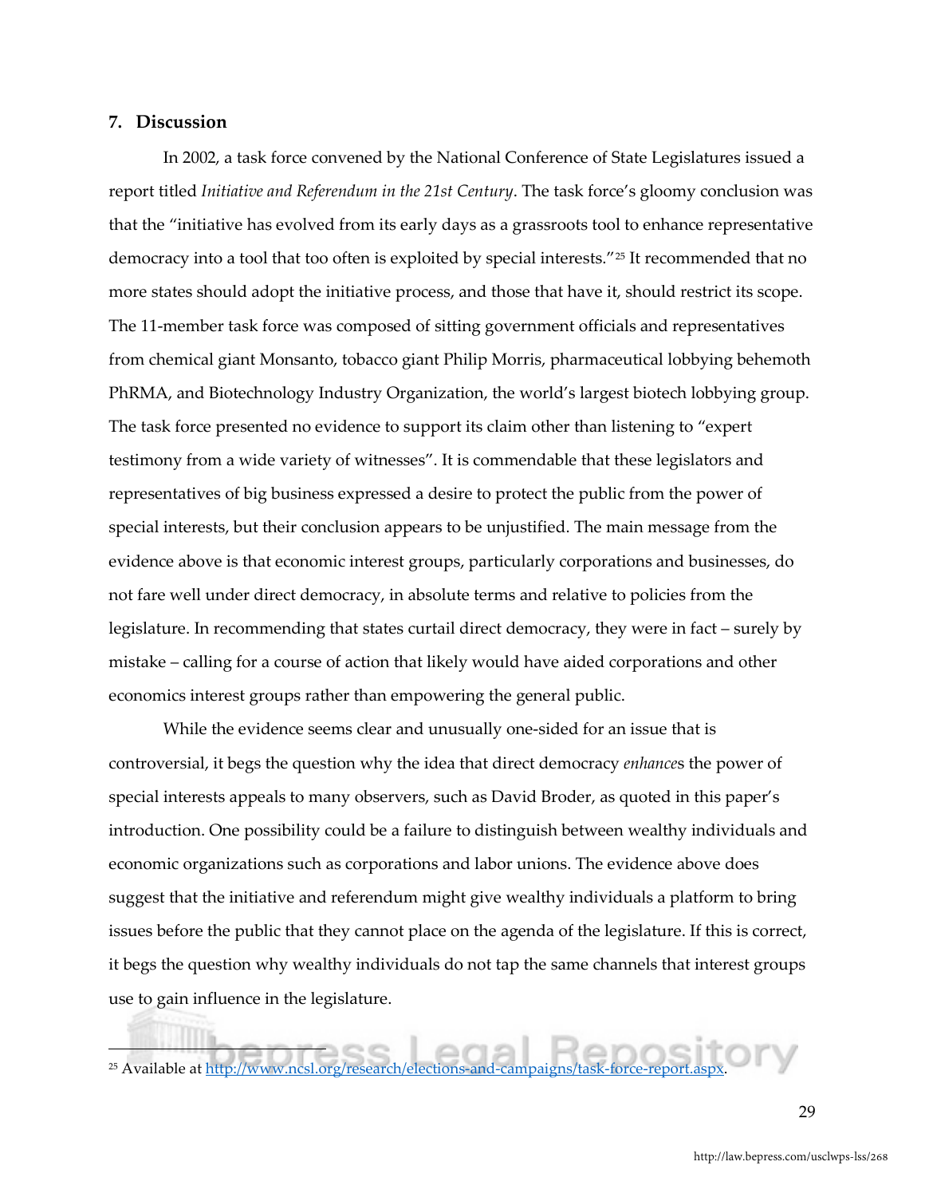## 7. Discussion

In 2002, a task force convened by the National Conference of State Legislatures issued a report titled *Initiative and Referendum in the 21st Century*. The task force's gloomy conclusion was that the "initiative has evolved from its early days as a grassroots tool to enhance representative democracy into a tool that too often is exploited by special interests."[25] It recommended that no more states should adopt the initiative process, and those that have it, should restrict its scope. The 11-member task force was composed of sitting government officials and representatives from chemical giant Monsanto, tobacco giant Philip Morris, pharmaceutical lobbying behemoth PhRMA, and Biotechnology Industry Organization, the world's largest biotech lobbying group. The task force presented no evidence to support its claim other than listening to "expert testimony from a wide variety of witnesses". It is commendable that these legislators and representatives of big business expressed a desire to protect the public from the power of special interests, but their conclusion appears to be unjustified. The main message from the evidence above is that economic interest groups, particularly corporations and businesses, do not fare well under direct democracy, in absolute terms and relative to policies from the legislature. In recommending that states curtail direct democracy, they were in fact – surely by mistake – calling for a course of action that likely would have aided corporations and other economics interest groups rather than empowering the general public.

While the evidence seems clear and unusually one-sided for an issue that is controversial, it begs the question why the idea that direct democracy *enhance*s the power of special interests appeals to many observers, such as David Broder, as quoted in this paper's introduction. One possibility could be a failure to distinguish between wealthy individuals and economic organizations such as corporations and labor unions. The evidence above does suggest that the initiative and referendum might give wealthy individuals a platform to bring issues before the public that they cannot place on the agenda of the legislature. If this is correct, it begs the question why wealthy individuals do not tap the same channels that interest groups use to gain influence in the legislature.

[25] Available at http://www.ncsl.org/research/elections-and-campaigns/task-force-report.aspx.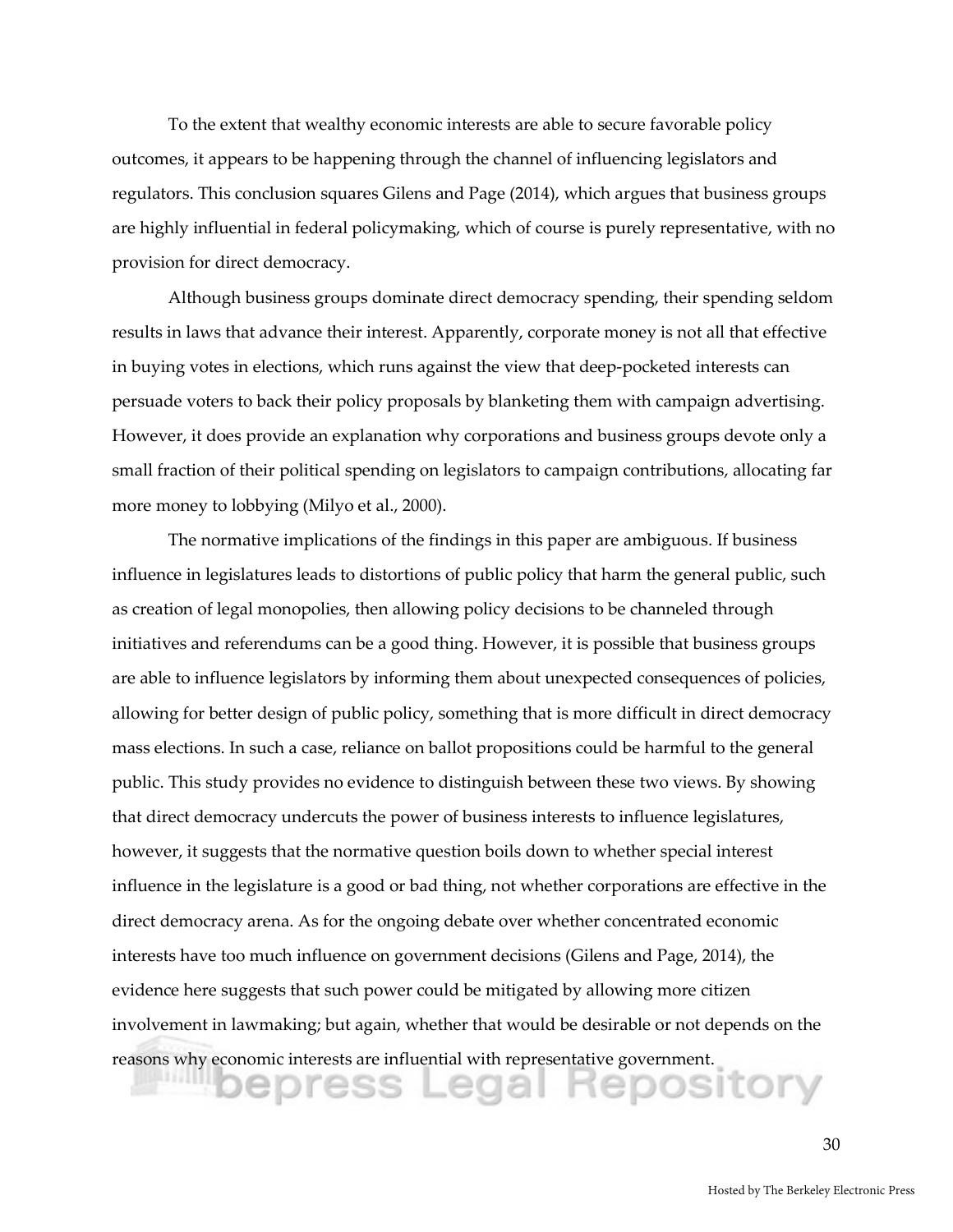To the extent that wealthy economic interests are able to secure favorable policy outcomes, it appears to be happening through the channel of influencing legislators and regulators. This conclusion squares Gilens and Page (2014), which argues that business groups are highly influential in federal policymaking, which of course is purely representative, with no provision for direct democracy.

Although business groups dominate direct democracy spending, their spending seldom results in laws that advance their interest. Apparently, corporate money is not all that effective in buying votes in elections, which runs against the view that deep-pocketed interests can persuade voters to back their policy proposals by blanketing them with campaign advertising. However, it does provide an explanation why corporations and business groups devote only a small fraction of their political spending on legislators to campaign contributions, allocating far more money to lobbying (Milyo et al., 2000).

The normative implications of the findings in this paper are ambiguous. If business influence in legislatures leads to distortions of public policy that harm the general public, such as creation of legal monopolies, then allowing policy decisions to be channeled through initiatives and referendums can be a good thing. However, it is possible that business groups are able to influence legislators by informing them about unexpected consequences of policies, allowing for better design of public policy, something that is more difficult in direct democracy mass elections. In such a case, reliance on ballot propositions could be harmful to the general public. This study provides no evidence to distinguish between these two views. By showing that direct democracy undercuts the power of business interests to influence legislatures, however, it suggests that the normative question boils down to whether special interest influence in the legislature is a good or bad thing, not whether corporations are effective in the direct democracy arena. As for the ongoing debate over whether concentrated economic interests have too much influence on government decisions (Gilens and Page, 2014), the evidence here suggests that such power could be mitigated by allowing more citizen involvement in lawmaking; but again, whether that would be desirable or not depends on the reasons why economic interests are influential with representative government.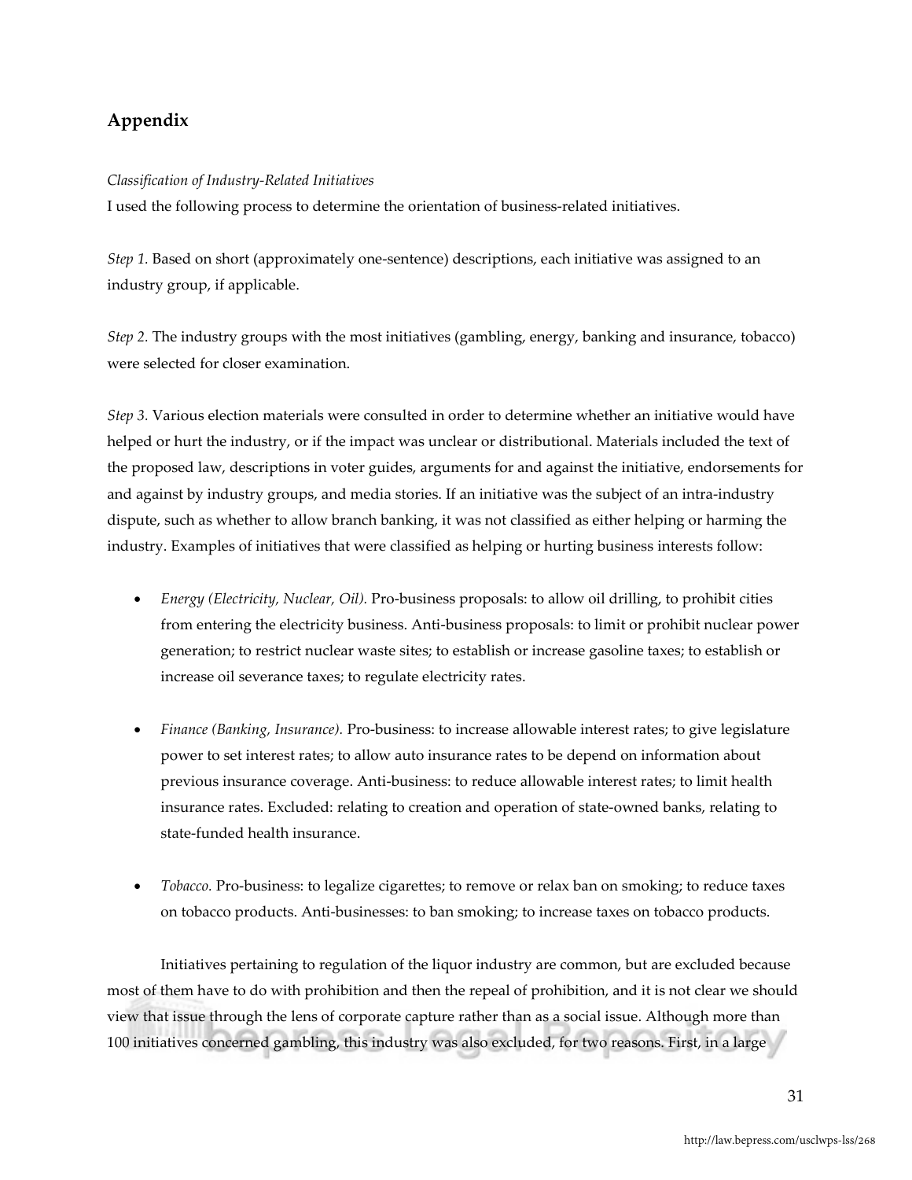## Appendix

*Classification of Industry-Related Initiatives*

I used the following process to determine the orientation of business-related initiatives.

*Step 1.* Based on short (approximately one-sentence) descriptions, each initiative was assigned to an industry group, if applicable.

*Step 2.* The industry groups with the most initiatives (gambling, energy, banking and insurance, tobacco) were selected for closer examination.

*Step 3.* Various election materials were consulted in order to determine whether an initiative would have helped or hurt the industry, or if the impact was unclear or distributional. Materials included the text of the proposed law, descriptions in voter guides, arguments for and against the initiative, endorsements for and against by industry groups, and media stories. If an initiative was the subject of an intra-industry dispute, such as whether to allow branch banking, it was not classified as either helping or harming the industry. Examples of initiatives that were classified as helping or hurting business interests follow:

- *Energy (Electricity, Nuclear, Oil).* Pro-business proposals: to allow oil drilling, to prohibit cities from entering the electricity business. Anti-business proposals: to limit or prohibit nuclear power generation; to restrict nuclear waste sites; to establish or increase gasoline taxes; to establish or increase oil severance taxes; to regulate electricity rates.

- *Finance (Banking, Insurance).* Pro-business: to increase allowable interest rates; to give legislature power to set interest rates; to allow auto insurance rates to be depend on information about previous insurance coverage. Anti-business: to reduce allowable interest rates; to limit health insurance rates. Excluded: relating to creation and operation of state-owned banks, relating to state-funded health insurance.

- *Tobacco.* Pro-business: to legalize cigarettes; to remove or relax ban on smoking; to reduce taxes on tobacco products. Anti-businesses: to ban smoking; to increase taxes on tobacco products.

Initiatives pertaining to regulation of the liquor industry are common, but are excluded because most of them have to do with prohibition and then the repeal of prohibition, and it is not clear we should view that issue through the lens of corporate capture rather than as a social issue. Although more than 100 initiatives concerned gambling, this industry was also excluded, for two reasons. First, in a large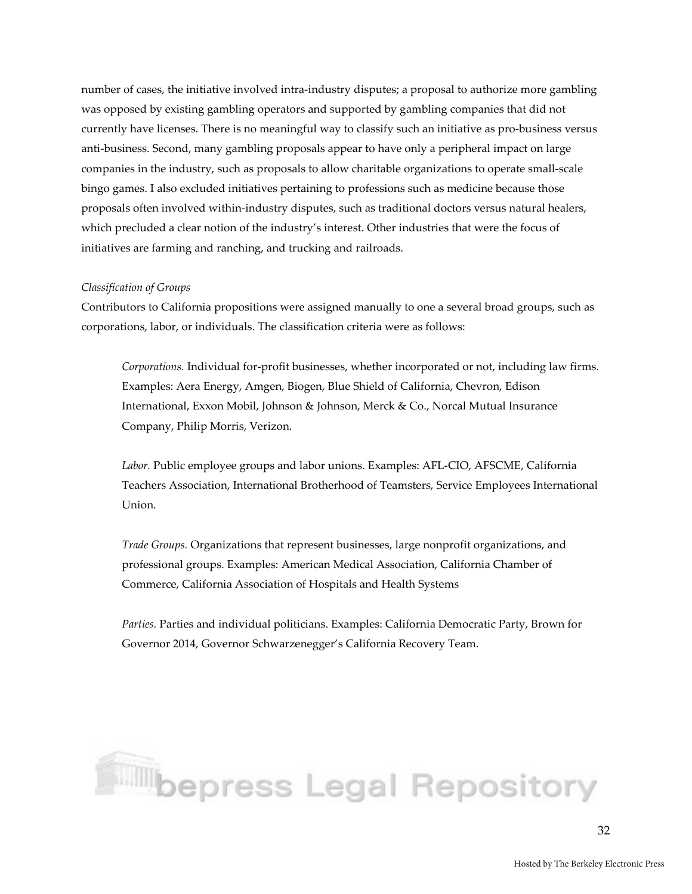number of cases, the initiative involved intra-industry disputes; a proposal to authorize more gambling was opposed by existing gambling operators and supported by gambling companies that did not currently have licenses. There is no meaningful way to classify such an initiative as pro-business versus anti-business. Second, many gambling proposals appear to have only a peripheral impact on large companies in the industry, such as proposals to allow charitable organizations to operate small-scale bingo games. I also excluded initiatives pertaining to professions such as medicine because those proposals often involved within-industry disputes, such as traditional doctors versus natural healers, which precluded a clear notion of the industry's interest. Other industries that were the focus of initiatives are farming and ranching, and trucking and railroads.

*Classification of Groups*

Contributors to California propositions were assigned manually to one a several broad groups, such as corporations, labor, or individuals. The classification criteria were as follows:

> *Corporations.* Individual for-profit businesses, whether incorporated or not, including law firms. Examples: Aera Energy, Amgen, Biogen, Blue Shield of California, Chevron, Edison International, Exxon Mobil, Johnson & Johnson, Merck & Co., Norcal Mutual Insurance Company, Philip Morris, Verizon.
>
> *Labor.* Public employee groups and labor unions. Examples: AFL-CIO, AFSCME, California Teachers Association, International Brotherhood of Teamsters, Service Employees International Union.
>
> *Trade Groups.* Organizations that represent businesses, large nonprofit organizations, and professional groups. Examples: American Medical Association, California Chamber of Commerce, California Association of Hospitals and Health Systems
>
> *Parties.* Parties and individual politicians. Examples: California Democratic Party, Brown for Governor 2014, Governor Schwarzenegger's California Recovery Team.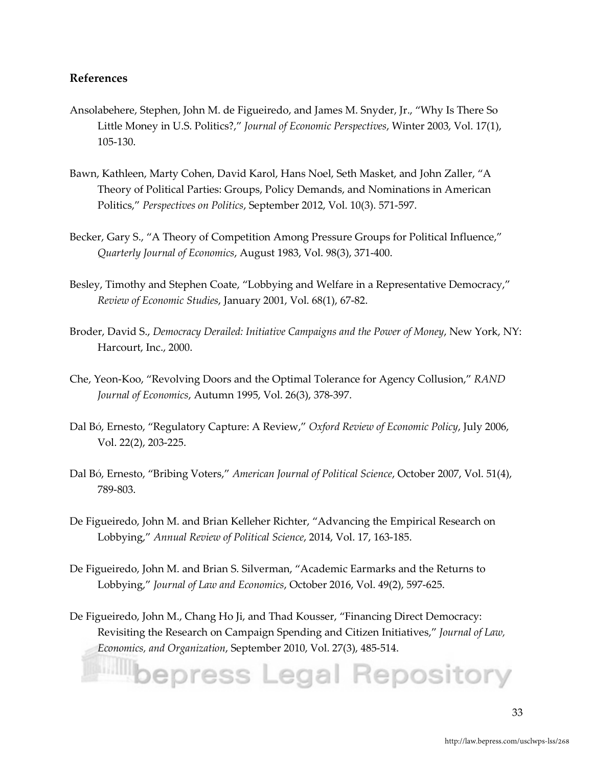## References

Ansolabehere, Stephen, John M. de Figueiredo, and James M. Snyder, Jr., "Why Is There So Little Money in U.S. Politics?," *Journal of Economic Perspectives*, Winter 2003, Vol. 17(1), 105-130.

Bawn, Kathleen, Marty Cohen, David Karol, Hans Noel, Seth Masket, and John Zaller, "A Theory of Political Parties: Groups, Policy Demands, and Nominations in American Politics," *Perspectives on Politics*, September 2012, Vol. 10(3). 571-597.

Becker, Gary S., "A Theory of Competition Among Pressure Groups for Political Influence," *Quarterly Journal of Economics*, August 1983, Vol. 98(3), 371-400.

Besley, Timothy and Stephen Coate, "Lobbying and Welfare in a Representative Democracy," *Review of Economic Studies*, January 2001, Vol. 68(1), 67-82.

Broder, David S., *Democracy Derailed: Initiative Campaigns and the Power of Money*, New York, NY: Harcourt, Inc., 2000.

Che, Yeon-Koo, "Revolving Doors and the Optimal Tolerance for Agency Collusion," *RAND Journal of Economics*, Autumn 1995, Vol. 26(3), 378-397.

Dal Bó, Ernesto, "Regulatory Capture: A Review," *Oxford Review of Economic Policy*, July 2006, Vol. 22(2), 203-225.

Dal Bó, Ernesto, "Bribing Voters," *American Journal of Political Science*, October 2007, Vol. 51(4), 789-803.

De Figueiredo, John M. and Brian Kelleher Richter, "Advancing the Empirical Research on Lobbying," *Annual Review of Political Science*, 2014, Vol. 17, 163-185.

De Figueiredo, John M. and Brian S. Silverman, "Academic Earmarks and the Returns to Lobbying," *Journal of Law and Economics*, October 2016, Vol. 49(2), 597-625.

De Figueiredo, John M., Chang Ho Ji, and Thad Kousser, "Financing Direct Democracy: Revisiting the Research on Campaign Spending and Citizen Initiatives," *Journal of Law, Economics, and Organization*, September 2010, Vol. 27(3), 485-514.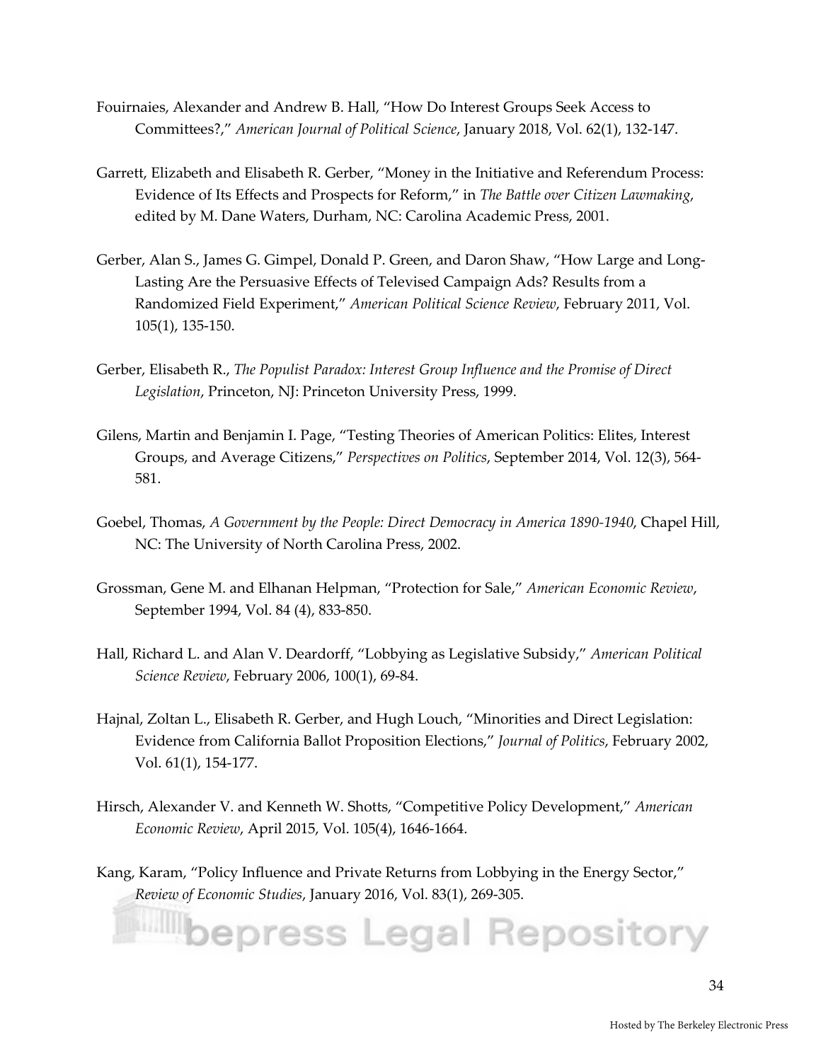Fouirnaies, Alexander and Andrew B. Hall, “How Do Interest Groups Seek Access to Committees?,” *American Journal of Political Science*, January 2018, Vol. 62(1), 132-147.

Garrett, Elizabeth and Elisabeth R. Gerber, “Money in the Initiative and Referendum Process: Evidence of Its Effects and Prospects for Reform,” in *The Battle over Citizen Lawmaking*, edited by M. Dane Waters, Durham, NC: Carolina Academic Press, 2001.

Gerber, Alan S., James G. Gimpel, Donald P. Green, and Daron Shaw, “How Large and Long-Lasting Are the Persuasive Effects of Televised Campaign Ads? Results from a Randomized Field Experiment,” *American Political Science Review*, February 2011, Vol. 105(1), 135-150.

Gerber, Elisabeth R., *The Populist Paradox: Interest Group Influence and the Promise of Direct Legislation*, Princeton, NJ: Princeton University Press, 1999.

Gilens, Martin and Benjamin I. Page, “Testing Theories of American Politics: Elites, Interest Groups, and Average Citizens,” *Perspectives on Politics*, September 2014, Vol. 12(3), 564-581.

Goebel, Thomas, *A Government by the People: Direct Democracy in America 1890-1940*, Chapel Hill, NC: The University of North Carolina Press, 2002.

Grossman, Gene M. and Elhanan Helpman, “Protection for Sale,” *American Economic Review*, September 1994, Vol. 84 (4), 833-850.

Hall, Richard L. and Alan V. Deardorff, “Lobbying as Legislative Subsidy,” *American Political Science Review*, February 2006, 100(1), 69-84.

Hajnal, Zoltan L., Elisabeth R. Gerber, and Hugh Louch, “Minorities and Direct Legislation: Evidence from California Ballot Proposition Elections,” *Journal of Politics*, February 2002, Vol. 61(1), 154-177.

Hirsch, Alexander V. and Kenneth W. Shotts, “Competitive Policy Development,” *American Economic Review*, April 2015, Vol. 105(4), 1646-1664.

Kang, Karam, “Policy Influence and Private Returns from Lobbying in the Energy Sector,” *Review of Economic Studies*, January 2016, Vol. 83(1), 269-305.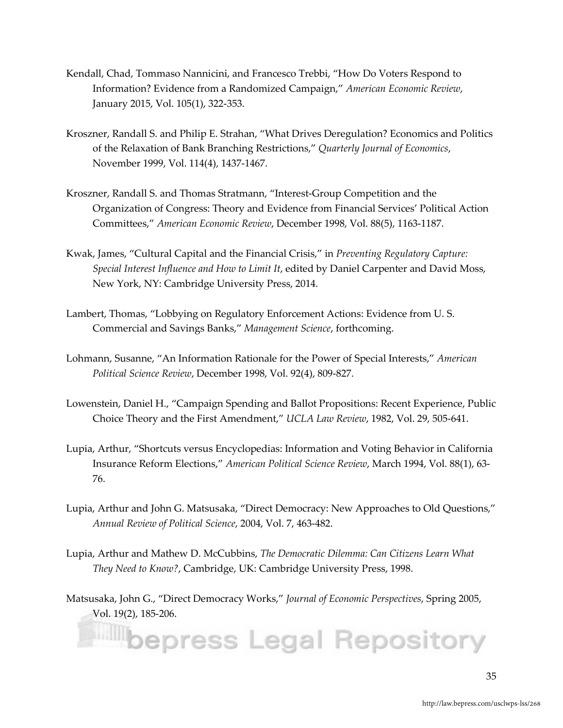Kendall, Chad, Tommaso Nannicini, and Francesco Trebbi, "How Do Voters Respond to Information? Evidence from a Randomized Campaign," *American Economic Review*, January 2015, Vol. 105(1), 322-353.

Kroszner, Randall S. and Philip E. Strahan, "What Drives Deregulation? Economics and Politics of the Relaxation of Bank Branching Restrictions," *Quarterly Journal of Economics*, November 1999, Vol. 114(4), 1437-1467.

Kroszner, Randall S. and Thomas Stratmann, "Interest-Group Competition and the Organization of Congress: Theory and Evidence from Financial Services' Political Action Committees," *American Economic Review*, December 1998, Vol. 88(5), 1163-1187.

Kwak, James, "Cultural Capital and the Financial Crisis," in *Preventing Regulatory Capture: Special Interest Influence and How to Limit It*, edited by Daniel Carpenter and David Moss, New York, NY: Cambridge University Press, 2014.

Lambert, Thomas, "Lobbying on Regulatory Enforcement Actions: Evidence from U. S. Commercial and Savings Banks," *Management Science*, forthcoming.

Lohmann, Susanne, "An Information Rationale for the Power of Special Interests," *American Political Science Review*, December 1998, Vol. 92(4), 809-827.

Lowenstein, Daniel H., "Campaign Spending and Ballot Propositions: Recent Experience, Public Choice Theory and the First Amendment," *UCLA Law Review*, 1982, Vol. 29, 505-641.

Lupia, Arthur, "Shortcuts versus Encyclopedias: Information and Voting Behavior in California Insurance Reform Elections," *American Political Science Review*, March 1994, Vol. 88(1), 63-76.

Lupia, Arthur and John G. Matsusaka, "Direct Democracy: New Approaches to Old Questions," *Annual Review of Political Science*, 2004, Vol. 7, 463-482.

Lupia, Arthur and Mathew D. McCubbins, *The Democratic Dilemma: Can Citizens Learn What They Need to Know?*, Cambridge, UK: Cambridge University Press, 1998.

Matsusaka, John G., "Direct Democracy Works," *Journal of Economic Perspectives*, Spring 2005, Vol. 19(2), 185-206.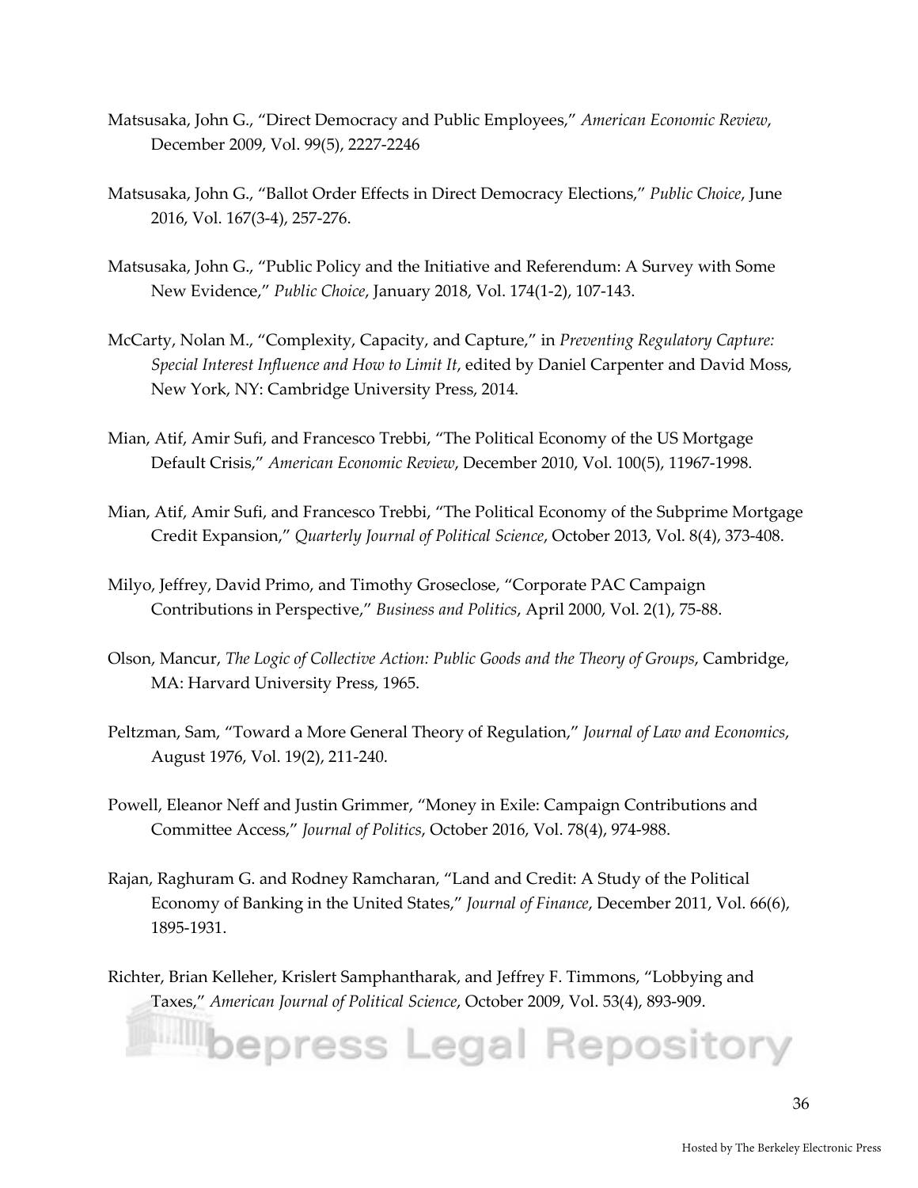Matsusaka, John G., "Direct Democracy and Public Employees," *American Economic Review*, December 2009, Vol. 99(5), 2227-2246

Matsusaka, John G., "Ballot Order Effects in Direct Democracy Elections," *Public Choice*, June 2016, Vol. 167(3-4), 257-276.

Matsusaka, John G., "Public Policy and the Initiative and Referendum: A Survey with Some New Evidence," *Public Choice*, January 2018, Vol. 174(1-2), 107-143.

McCarty, Nolan M., "Complexity, Capacity, and Capture," in *Preventing Regulatory Capture: Special Interest Influence and How to Limit It*, edited by Daniel Carpenter and David Moss, New York, NY: Cambridge University Press, 2014.

Mian, Atif, Amir Sufi, and Francesco Trebbi, "The Political Economy of the US Mortgage Default Crisis," *American Economic Review*, December 2010, Vol. 100(5), 11967-1998.

Mian, Atif, Amir Sufi, and Francesco Trebbi, "The Political Economy of the Subprime Mortgage Credit Expansion," *Quarterly Journal of Political Science*, October 2013, Vol. 8(4), 373-408.

Milyo, Jeffrey, David Primo, and Timothy Groseclose, "Corporate PAC Campaign Contributions in Perspective," *Business and Politics*, April 2000, Vol. 2(1), 75-88.

Olson, Mancur, *The Logic of Collective Action: Public Goods and the Theory of Groups*, Cambridge, MA: Harvard University Press, 1965.

Peltzman, Sam, "Toward a More General Theory of Regulation," *Journal of Law and Economics*, August 1976, Vol. 19(2), 211-240.

Powell, Eleanor Neff and Justin Grimmer, "Money in Exile: Campaign Contributions and Committee Access," *Journal of Politics*, October 2016, Vol. 78(4), 974-988.

Rajan, Raghuram G. and Rodney Ramcharan, "Land and Credit: A Study of the Political Economy of Banking in the United States," *Journal of Finance*, December 2011, Vol. 66(6), 1895-1931.

Richter, Brian Kelleher, Krislert Samphantharak, and Jeffrey F. Timmons, "Lobbying and Taxes," *American Journal of Political Science*, October 2009, Vol. 53(4), 893-909.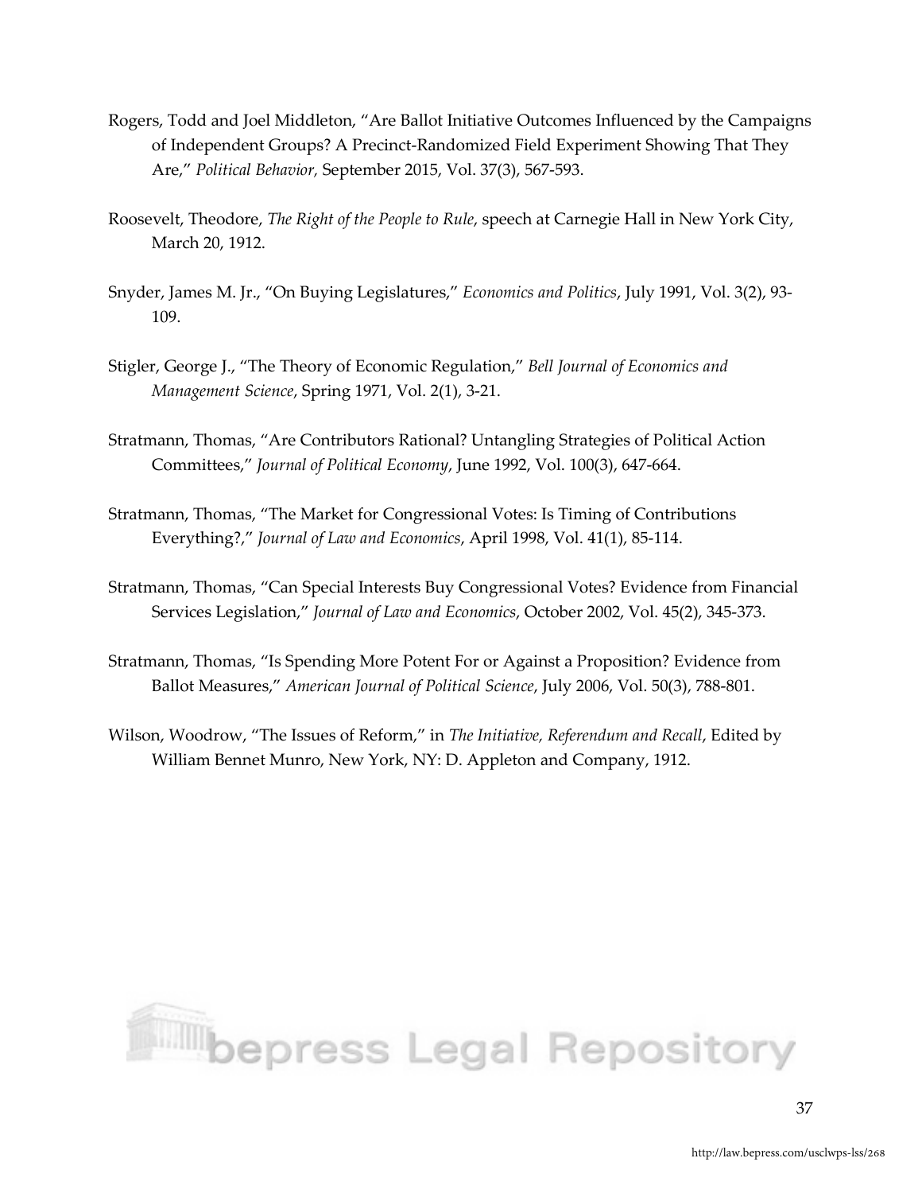Rogers, Todd and Joel Middleton, "Are Ballot Initiative Outcomes Influenced by the Campaigns of Independent Groups? A Precinct-Randomized Field Experiment Showing That They Are," *Political Behavior,* September 2015, Vol. 37(3), 567-593.

Roosevelt, Theodore, *The Right of the People to Rule*, speech at Carnegie Hall in New York City, March 20, 1912.

Snyder, James M. Jr., "On Buying Legislatures," *Economics and Politics*, July 1991, Vol. 3(2), 93-109.

Stigler, George J., "The Theory of Economic Regulation," *Bell Journal of Economics and Management Science*, Spring 1971, Vol. 2(1), 3-21.

Stratmann, Thomas, "Are Contributors Rational? Untangling Strategies of Political Action Committees," *Journal of Political Economy*, June 1992, Vol. 100(3), 647-664.

Stratmann, Thomas, "The Market for Congressional Votes: Is Timing of Contributions Everything?," *Journal of Law and Economics*, April 1998, Vol. 41(1), 85-114.

Stratmann, Thomas, "Can Special Interests Buy Congressional Votes? Evidence from Financial Services Legislation," *Journal of Law and Economics*, October 2002, Vol. 45(2), 345-373.

Stratmann, Thomas, "Is Spending More Potent For or Against a Proposition? Evidence from Ballot Measures," *American Journal of Political Science*, July 2006, Vol. 50(3), 788-801.

Wilson, Woodrow, "The Issues of Reform," in *The Initiative, Referendum and Recall*, Edited by William Bennet Munro, New York, NY: D. Appleton and Company, 1912.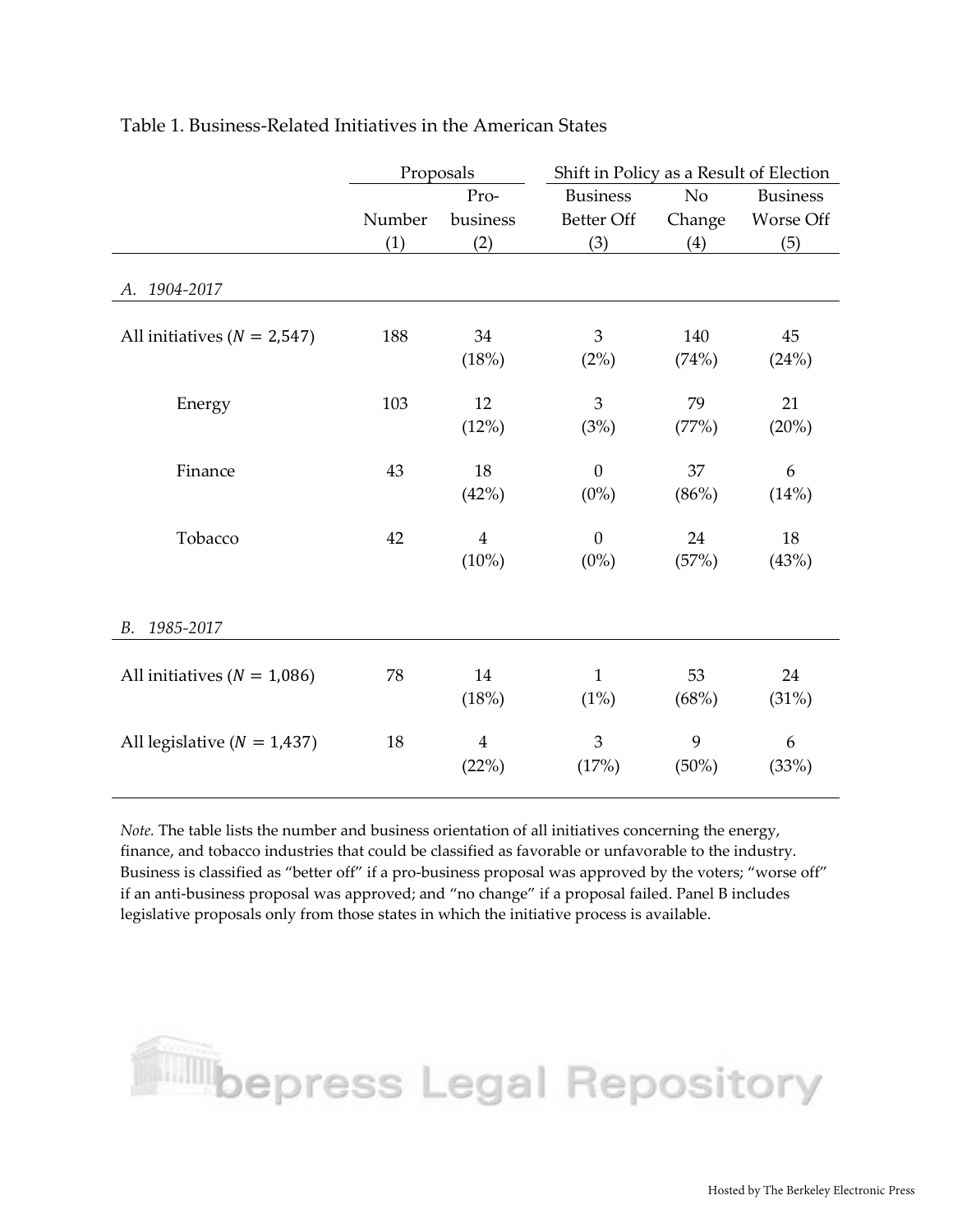Table 1. Business-Related Initiatives in the American States

| | Proposals | | Shift in Policy as a Result of Election | | |
|---|---|---|---|---|---|
| | Number | Pro-business | Business Better Off | No Change | Business Worse Off |
| | (1) | (2) | (3) | (4) | (5) |
| *A. 1904-2017* | | | | | |
| All initiatives ($N = 2{,}547$) | 188 | 34 (18%) | 3 (2%) | 140 (74%) | 45 (24%) |
| Energy | 103 | 12 (12%) | 3 (3%) | 79 (77%) | 21 (20%) |
| Finance | 43 | 18 (42%) | 0 (0%) | 37 (86%) | 6 (14%) |
| Tobacco | 42 | 4 (10%) | 0 (0%) | 24 (57%) | 18 (43%) |
| *B. 1985-2017* | | | | | |
| All initiatives ($N = 1{,}086$) | 78 | 14 (18%) | 1 (1%) | 53 (68%) | 24 (31%) |
| All legislative ($N = 1{,}437$) | 18 | 4 (22%) | 3 (17%) | 9 (50%) | 6 (33%) |

*Note.* The table lists the number and business orientation of all initiatives concerning the energy, finance, and tobacco industries that could be classified as favorable or unfavorable to the industry. Business is classified as "better off" if a pro-business proposal was approved by the voters; "worse off" if an anti-business proposal was approved; and "no change" if a proposal failed. Panel B includes legislative proposals only from those states in which the initiative process is available.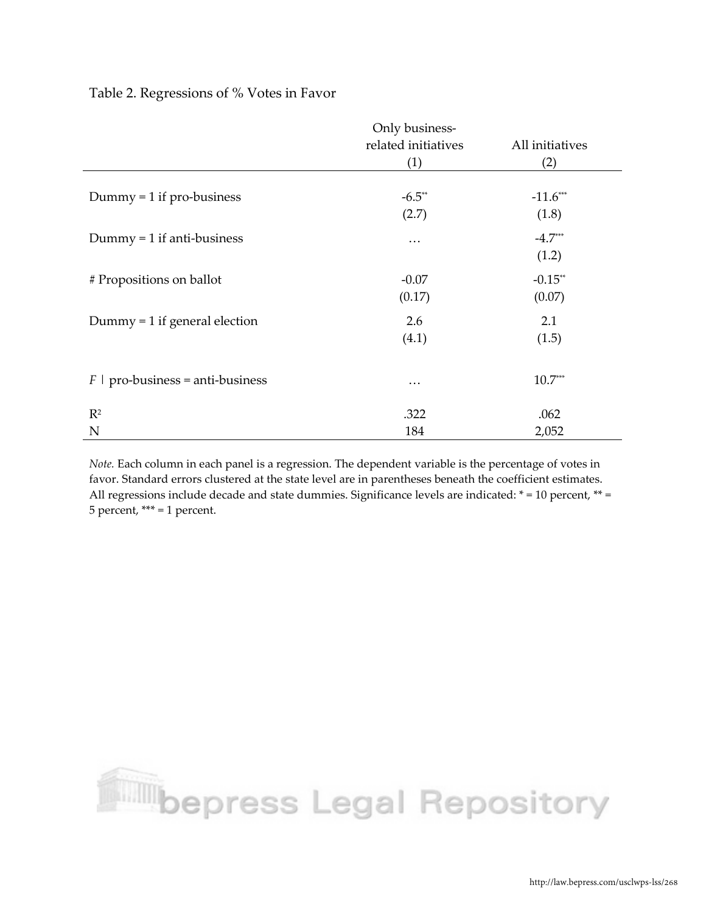Table 2. Regressions of % Votes in Favor

| | Only business-related initiatives (1) | All initiatives (2) |
|---|---|---|
| Dummy = 1 if pro-business | -6.5** | -11.6*** |
| | (2.7) | (1.8) |
| Dummy = 1 if anti-business | … | -4.7*** |
| | | (1.2) |
| # Propositions on ballot | -0.07 | -0.15** |
| | (0.17) | (0.07) |
| Dummy = 1 if general election | 2.6 | 2.1 |
| | (4.1) | (1.5) |
| $F$ \| pro-business = anti-business | … | 10.7*** |
| $R^2$ | .322 | .062 |
| N | 184 | 2,052 |

*Note.* Each column in each panel is a regression. The dependent variable is the percentage of votes in favor. Standard errors clustered at the state level are in parentheses beneath the coefficient estimates. All regressions include decade and state dummies. Significance levels are indicated: * = 10 percent, ** = 5 percent, *** = 1 percent.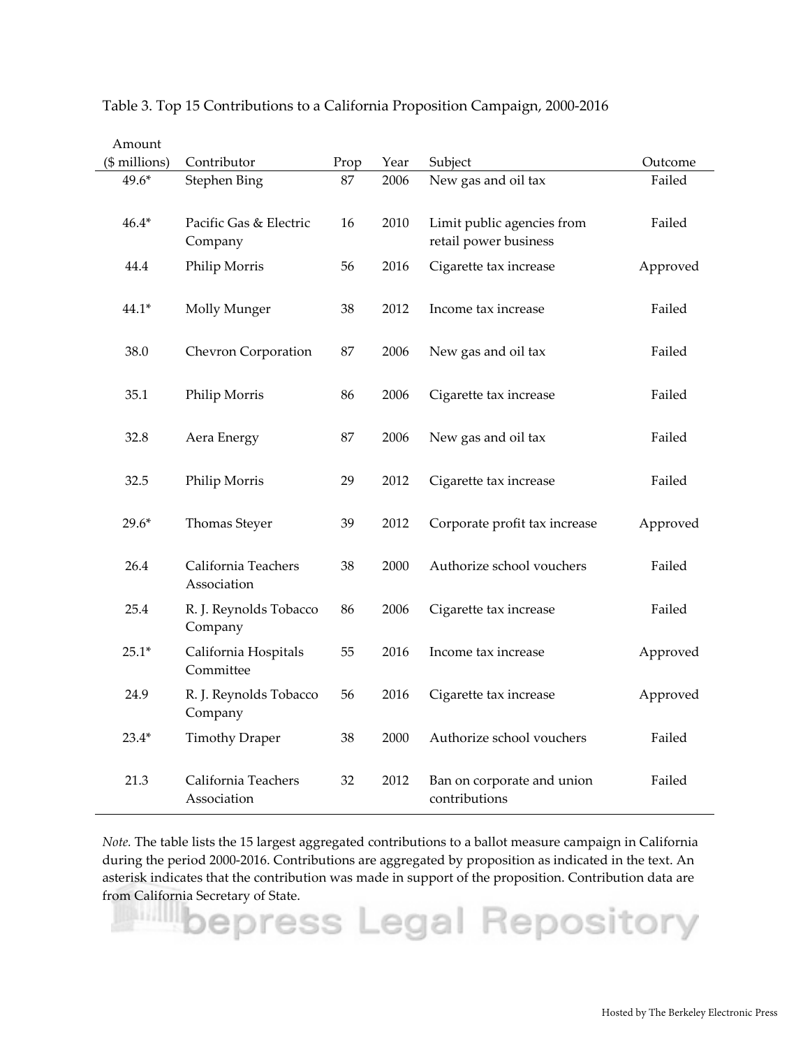Table 3. Top 15 Contributions to a California Proposition Campaign, 2000-2016

| Amount ($ millions) | Contributor | Prop | Year | Subject | Outcome |
|---|---|---|---|---|---|
| 49.6* | Stephen Bing | 87 | 2006 | New gas and oil tax | Failed |
| 46.4* | Pacific Gas & Electric Company | 16 | 2010 | Limit public agencies from retail power business | Failed |
| 44.4 | Philip Morris | 56 | 2016 | Cigarette tax increase | Approved |
| 44.1* | Molly Munger | 38 | 2012 | Income tax increase | Failed |
| 38.0 | Chevron Corporation | 87 | 2006 | New gas and oil tax | Failed |
| 35.1 | Philip Morris | 86 | 2006 | Cigarette tax increase | Failed |
| 32.8 | Aera Energy | 87 | 2006 | New gas and oil tax | Failed |
| 32.5 | Philip Morris | 29 | 2012 | Cigarette tax increase | Failed |
| 29.6* | Thomas Steyer | 39 | 2012 | Corporate profit tax increase | Approved |
| 26.4 | California Teachers Association | 38 | 2000 | Authorize school vouchers | Failed |
| 25.4 | R. J. Reynolds Tobacco Company | 86 | 2006 | Cigarette tax increase | Failed |
| 25.1* | California Hospitals Committee | 55 | 2016 | Income tax increase | Approved |
| 24.9 | R. J. Reynolds Tobacco Company | 56 | 2016 | Cigarette tax increase | Approved |
| 23.4* | Timothy Draper | 38 | 2000 | Authorize school vouchers | Failed |
| 21.3 | California Teachers Association | 32 | 2012 | Ban on corporate and union contributions | Failed |

*Note.* The table lists the 15 largest aggregated contributions to a ballot measure campaign in California during the period 2000-2016. Contributions are aggregated by proposition as indicated in the text. An asterisk indicates that the contribution was made in support of the proposition. Contribution data are from California Secretary of State.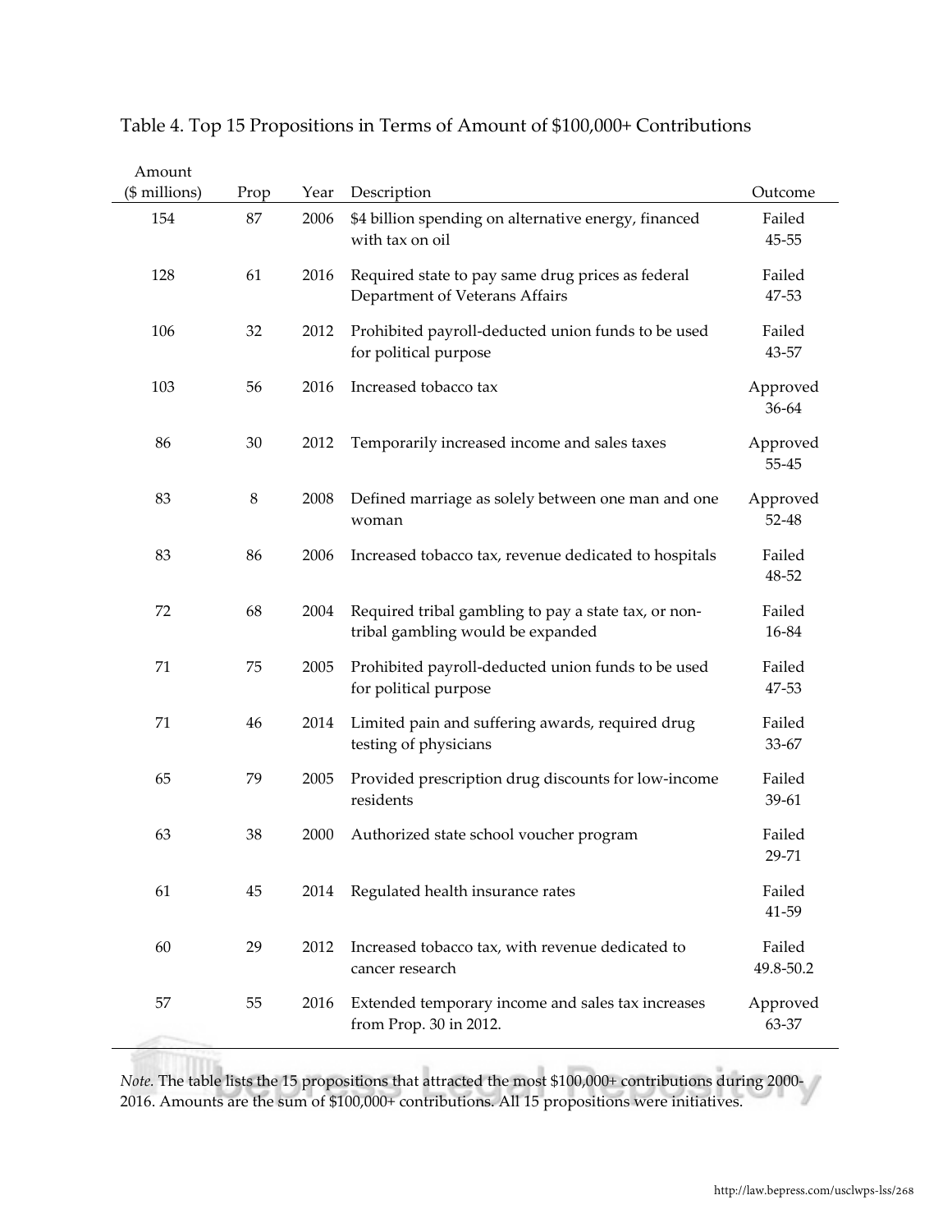Table 4. Top 15 Propositions in Terms of Amount of $100,000+ Contributions

| Amount ($ millions) | Prop | Year | Description | Outcome |
|---|---|---|---|---|
| 154 | 87 | 2006 | $4 billion spending on alternative energy, financed with tax on oil | Failed 45-55 |
| 128 | 61 | 2016 | Required state to pay same drug prices as federal Department of Veterans Affairs | Failed 47-53 |
| 106 | 32 | 2012 | Prohibited payroll-deducted union funds to be used for political purpose | Failed 43-57 |
| 103 | 56 | 2016 | Increased tobacco tax | Approved 36-64 |
| 86 | 30 | 2012 | Temporarily increased income and sales taxes | Approved 55-45 |
| 83 | 8 | 2008 | Defined marriage as solely between one man and one woman | Approved 52-48 |
| 83 | 86 | 2006 | Increased tobacco tax, revenue dedicated to hospitals | Failed 48-52 |
| 72 | 68 | 2004 | Required tribal gambling to pay a state tax, or non-tribal gambling would be expanded | Failed 16-84 |
| 71 | 75 | 2005 | Prohibited payroll-deducted union funds to be used for political purpose | Failed 47-53 |
| 71 | 46 | 2014 | Limited pain and suffering awards, required drug testing of physicians | Failed 33-67 |
| 65 | 79 | 2005 | Provided prescription drug discounts for low-income residents | Failed 39-61 |
| 63 | 38 | 2000 | Authorized state school voucher program | Failed 29-71 |
| 61 | 45 | 2014 | Regulated health insurance rates | Failed 41-59 |
| 60 | 29 | 2012 | Increased tobacco tax, with revenue dedicated to cancer research | Failed 49.8-50.2 |
| 57 | 55 | 2016 | Extended temporary income and sales tax increases from Prop. 30 in 2012. | Approved 63-37 |

*Note.* The table lists the 15 propositions that attracted the most $100,000+ contributions during 2000-2016. Amounts are the sum of $100,000+ contributions. All 15 propositions were initiatives.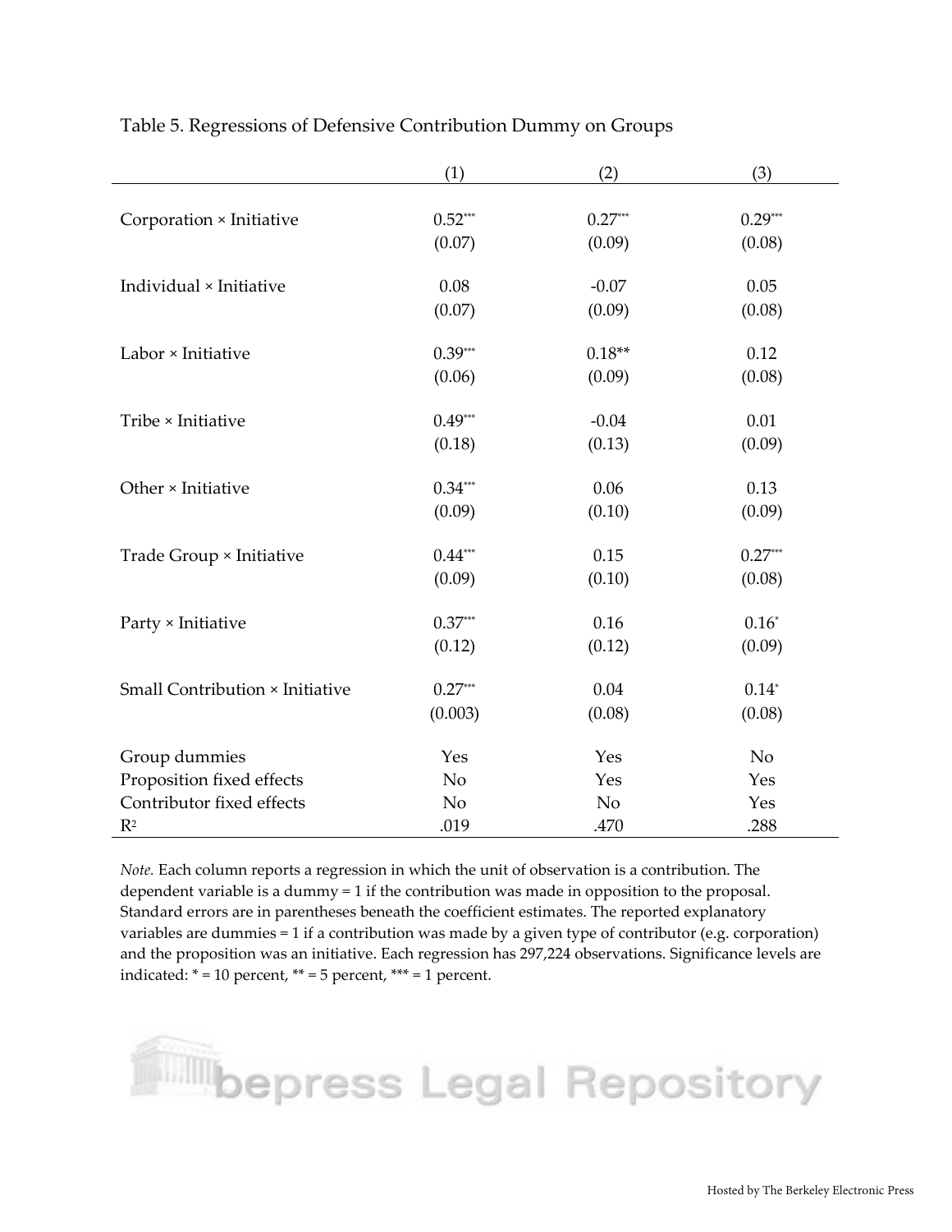Table 5. Regressions of Defensive Contribution Dummy on Groups

| | (1) | (2) | (3) |
|---|---|---|---|
| Corporation × Initiative | 0.52*** | 0.27*** | 0.29*** |
| | (0.07) | (0.09) | (0.08) |
| Individual × Initiative | 0.08 | -0.07 | 0.05 |
| | (0.07) | (0.09) | (0.08) |
| Labor × Initiative | 0.39*** | 0.18** | 0.12 |
| | (0.06) | (0.09) | (0.08) |
| Tribe × Initiative | 0.49*** | -0.04 | 0.01 |
| | (0.18) | (0.13) | (0.09) |
| Other × Initiative | 0.34*** | 0.06 | 0.13 |
| | (0.09) | (0.10) | (0.09) |
| Trade Group × Initiative | 0.44*** | 0.15 | 0.27*** |
| | (0.09) | (0.10) | (0.08) |
| Party × Initiative | 0.37*** | 0.16 | 0.16* |
| | (0.12) | (0.12) | (0.09) |
| Small Contribution × Initiative | 0.27*** | 0.04 | 0.14* |
| | (0.003) | (0.08) | (0.08) |
| Group dummies | Yes | Yes | No |
| Proposition fixed effects | No | Yes | Yes |
| Contributor fixed effects | No | No | Yes |
| $R^2$ | .019 | .470 | .288 |

*Note.* Each column reports a regression in which the unit of observation is a contribution. The dependent variable is a dummy = 1 if the contribution was made in opposition to the proposal. Standard errors are in parentheses beneath the coefficient estimates. The reported explanatory variables are dummies = 1 if a contribution was made by a given type of contributor (e.g. corporation) and the proposition was an initiative. Each regression has 297,224 observations. Significance levels are indicated: * = 10 percent, ** = 5 percent, *** = 1 percent.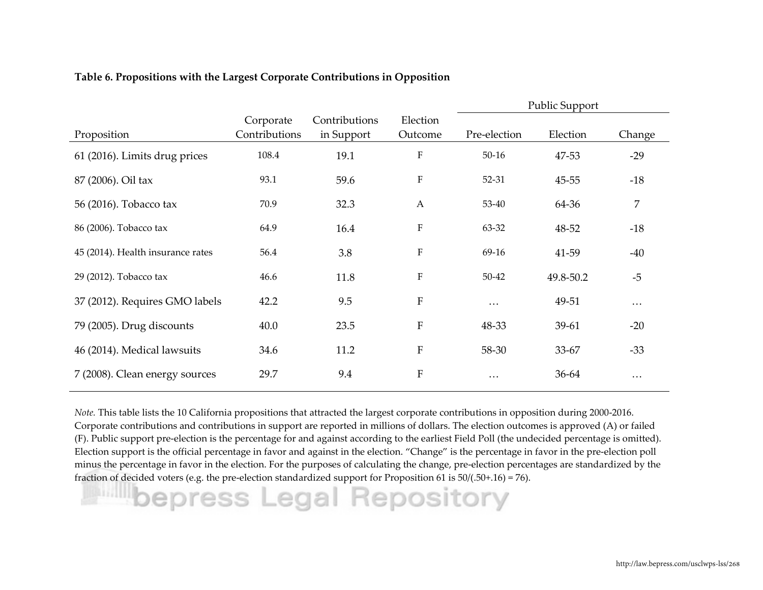**Table 6. Propositions with the Largest Corporate Contributions in Opposition**

| Proposition | Corporate Contributions | Contributions in Support | Election Outcome | Public Support | | |
|---|---|---|---|---|---|---|
| | | | | Pre-election | Election | Change |
| 61 (2016). Limits drug prices | 108.4 | 19.1 | F | 50-16 | 47-53 | -29 |
| 87 (2006). Oil tax | 93.1 | 59.6 | F | 52-31 | 45-55 | -18 |
| 56 (2016). Tobacco tax | 70.9 | 32.3 | A | 53-40 | 64-36 | 7 |
| 86 (2006). Tobacco tax | 64.9 | 16.4 | F | 63-32 | 48-52 | -18 |
| 45 (2014). Health insurance rates | 56.4 | 3.8 | F | 69-16 | 41-59 | -40 |
| 29 (2012). Tobacco tax | 46.6 | 11.8 | F | 50-42 | 49.8-50.2 | -5 |
| 37 (2012). Requires GMO labels | 42.2 | 9.5 | F | … | 49-51 | … |
| 79 (2005). Drug discounts | 40.0 | 23.5 | F | 48-33 | 39-61 | -20 |
| 46 (2014). Medical lawsuits | 34.6 | 11.2 | F | 58-30 | 33-67 | -33 |
| 7 (2008). Clean energy sources | 29.7 | 9.4 | F | … | 36-64 | … |

*Note.* This table lists the 10 California propositions that attracted the largest corporate contributions in opposition during 2000-2016. Corporate contributions and contributions in support are reported in millions of dollars. The election outcomes is approved (A) or failed (F). Public support pre-election is the percentage for and against according to the earliest Field Poll (the undecided percentage is omitted). Election support is the official percentage in favor and against in the election. "Change" is the percentage in favor in the pre-election poll minus the percentage in favor in the election. For the purposes of calculating the change, pre-election percentages are standardized by the fraction of decided voters (e.g. the pre-election standardized support for Proposition 61 is 50/(.50+.16) = 76).